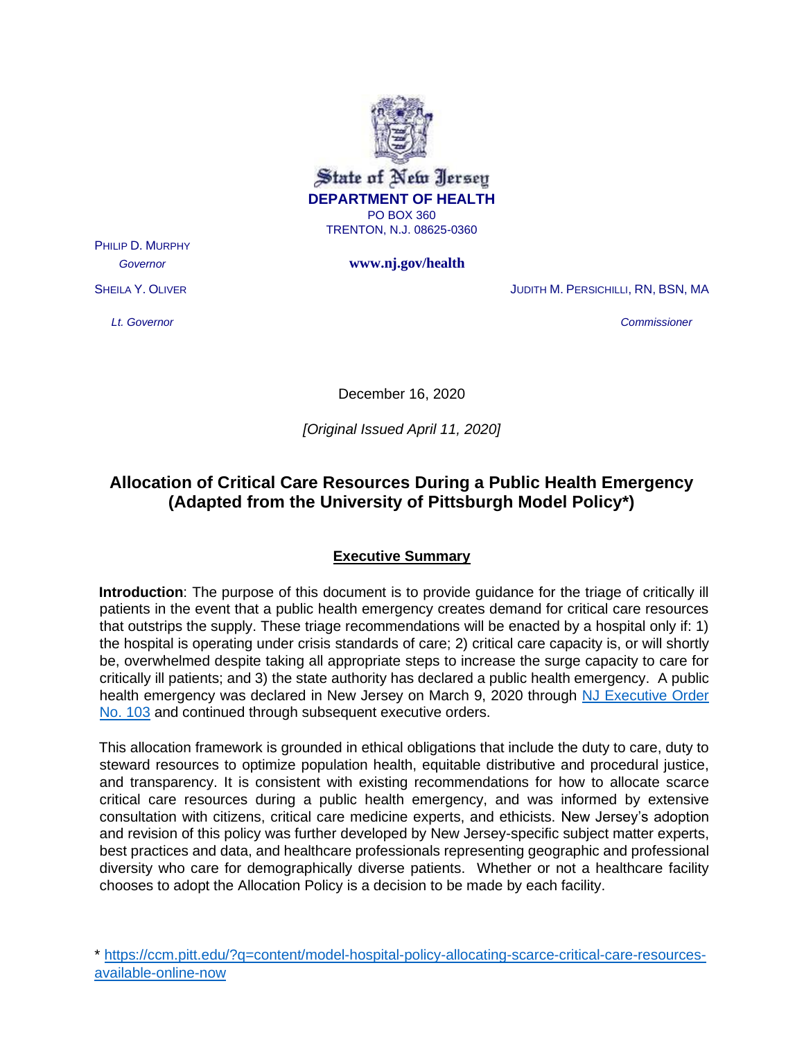State of New Jersey

**DEPARTMENT OF HEALTH**

PO BOX 360

TRENTON, N.J. 08625-0360

www.nj.gov/health

PHILIP D. MURPHY
*Governor*

SHEILA Y. OLIVER
*Lt. Governor*

JUDITH M. PERSICHILLI, RN, BSN, MA
*Commissioner*

December 16, 2020

*[Original Issued April 11, 2020]*

# Allocation of Critical Care Resources During a Public Health Emergency (Adapted from the University of Pittsburgh Model Policy*)

## Executive Summary

**Introduction**: The purpose of this document is to provide guidance for the triage of critically ill patients in the event that a public health emergency creates demand for critical care resources that outstrips the supply. These triage recommendations will be enacted by a hospital only if: 1) the hospital is operating under crisis standards of care; 2) critical care capacity is, or will shortly be, overwhelmed despite taking all appropriate steps to increase the surge capacity to care for critically ill patients; and 3) the state authority has declared a public health emergency. A public health emergency was declared in New Jersey on March 9, 2020 through NJ Executive Order No. 103 and continued through subsequent executive orders.

This allocation framework is grounded in ethical obligations that include the duty to care, duty to steward resources to optimize population health, equitable distributive and procedural justice, and transparency. It is consistent with existing recommendations for how to allocate scarce critical care resources during a public health emergency, and was informed by extensive consultation with citizens, critical care medicine experts, and ethicists. New Jersey's adoption and revision of this policy was further developed by New Jersey-specific subject matter experts, best practices and data, and healthcare professionals representing geographic and professional diversity who care for demographically diverse patients. Whether or not a healthcare facility chooses to adopt the Allocation Policy is a decision to be made by each facility.

\* https://ccm.pitt.edu/?q=content/model-hospital-policy-allocating-scarce-critical-care-resources-available-online-now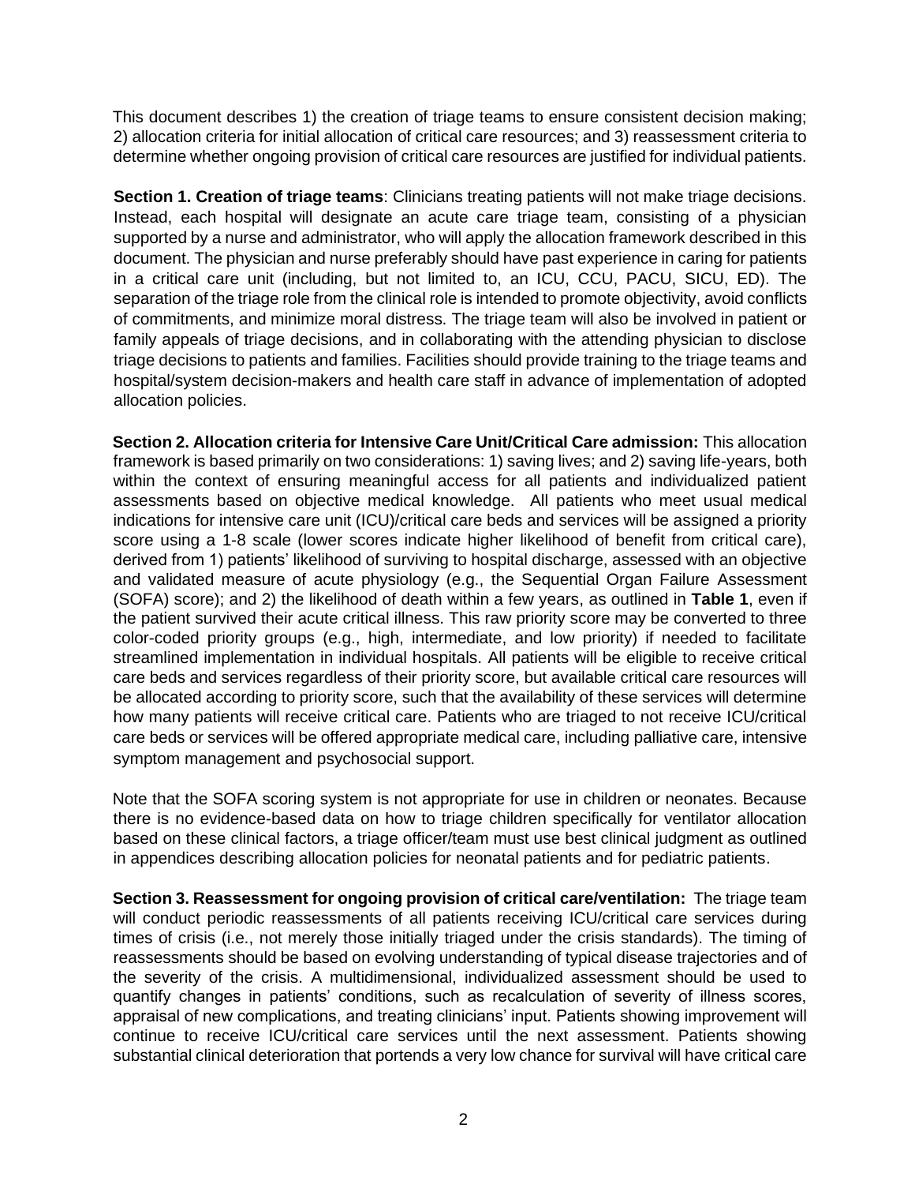This document describes 1) the creation of triage teams to ensure consistent decision making; 2) allocation criteria for initial allocation of critical care resources; and 3) reassessment criteria to determine whether ongoing provision of critical care resources are justified for individual patients.

**Section 1. Creation of triage teams**: Clinicians treating patients will not make triage decisions. Instead, each hospital will designate an acute care triage team, consisting of a physician supported by a nurse and administrator, who will apply the allocation framework described in this document. The physician and nurse preferably should have past experience in caring for patients in a critical care unit (including, but not limited to, an ICU, CCU, PACU, SICU, ED). The separation of the triage role from the clinical role is intended to promote objectivity, avoid conflicts of commitments, and minimize moral distress. The triage team will also be involved in patient or family appeals of triage decisions, and in collaborating with the attending physician to disclose triage decisions to patients and families. Facilities should provide training to the triage teams and hospital/system decision-makers and health care staff in advance of implementation of adopted allocation policies.

**Section 2. Allocation criteria for Intensive Care Unit/Critical Care admission:** This allocation framework is based primarily on two considerations: 1) saving lives; and 2) saving life-years, both within the context of ensuring meaningful access for all patients and individualized patient assessments based on objective medical knowledge. All patients who meet usual medical indications for intensive care unit (ICU)/critical care beds and services will be assigned a priority score using a 1-8 scale (lower scores indicate higher likelihood of benefit from critical care), derived from 1) patients' likelihood of surviving to hospital discharge, assessed with an objective and validated measure of acute physiology (e.g., the Sequential Organ Failure Assessment (SOFA) score); and 2) the likelihood of death within a few years, as outlined in **Table 1**, even if the patient survived their acute critical illness. This raw priority score may be converted to three color-coded priority groups (e.g., high, intermediate, and low priority) if needed to facilitate streamlined implementation in individual hospitals. All patients will be eligible to receive critical care beds and services regardless of their priority score, but available critical care resources will be allocated according to priority score, such that the availability of these services will determine how many patients will receive critical care. Patients who are triaged to not receive ICU/critical care beds or services will be offered appropriate medical care, including palliative care, intensive symptom management and psychosocial support.

Note that the SOFA scoring system is not appropriate for use in children or neonates. Because there is no evidence-based data on how to triage children specifically for ventilator allocation based on these clinical factors, a triage officer/team must use best clinical judgment as outlined in appendices describing allocation policies for neonatal patients and for pediatric patients.

**Section 3. Reassessment for ongoing provision of critical care/ventilation:** The triage team will conduct periodic reassessments of all patients receiving ICU/critical care services during times of crisis (i.e., not merely those initially triaged under the crisis standards). The timing of reassessments should be based on evolving understanding of typical disease trajectories and of the severity of the crisis. A multidimensional, individualized assessment should be used to quantify changes in patients' conditions, such as recalculation of severity of illness scores, appraisal of new complications, and treating clinicians' input. Patients showing improvement will continue to receive ICU/critical care services until the next assessment. Patients showing substantial clinical deterioration that portends a very low chance for survival will have critical care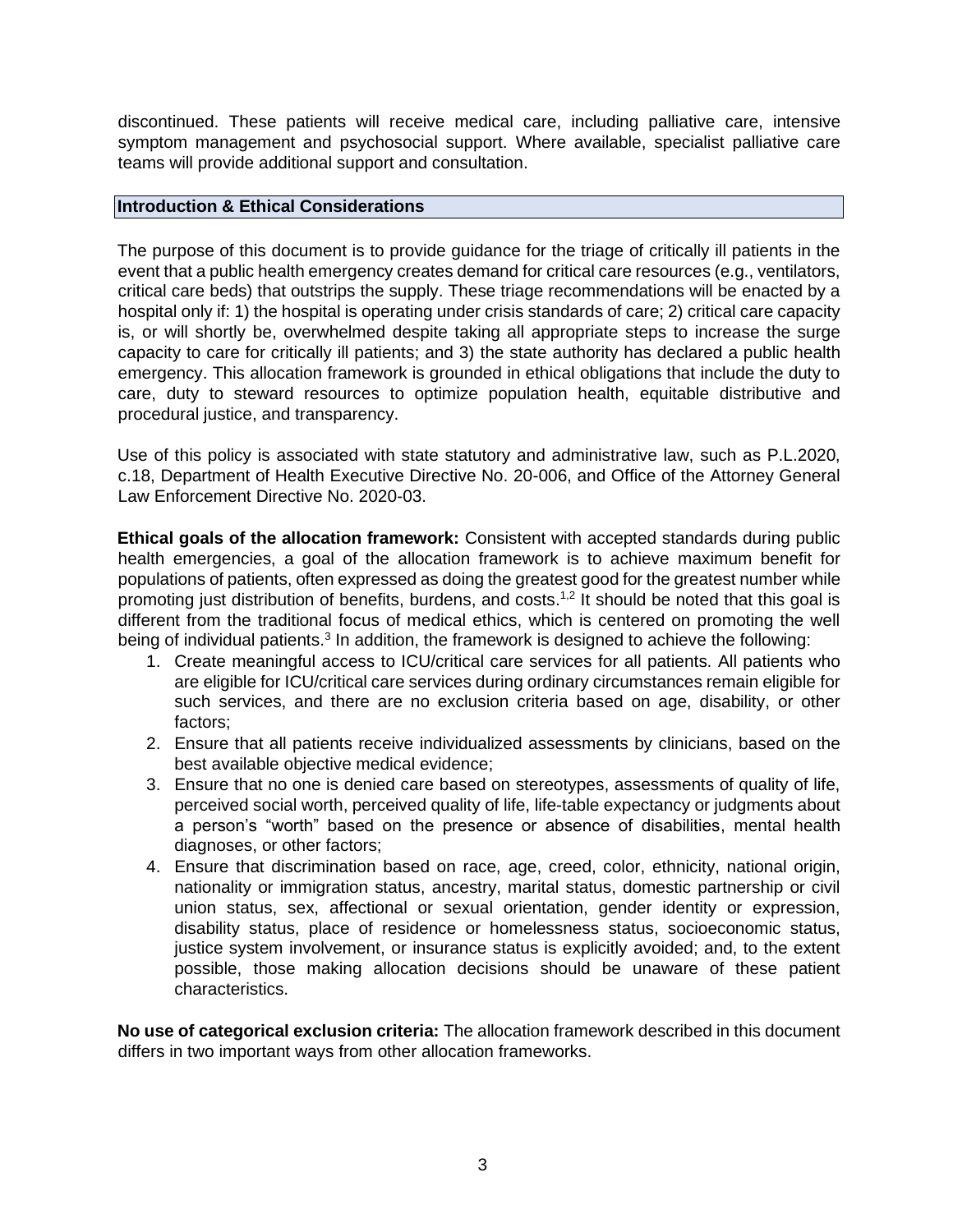discontinued. These patients will receive medical care, including palliative care, intensive symptom management and psychosocial support. Where available, specialist palliative care teams will provide additional support and consultation.

## Introduction & Ethical Considerations

The purpose of this document is to provide guidance for the triage of critically ill patients in the event that a public health emergency creates demand for critical care resources (e.g., ventilators, critical care beds) that outstrips the supply. These triage recommendations will be enacted by a hospital only if: 1) the hospital is operating under crisis standards of care; 2) critical care capacity is, or will shortly be, overwhelmed despite taking all appropriate steps to increase the surge capacity to care for critically ill patients; and 3) the state authority has declared a public health emergency. This allocation framework is grounded in ethical obligations that include the duty to care, duty to steward resources to optimize population health, equitable distributive and procedural justice, and transparency.

Use of this policy is associated with state statutory and administrative law, such as P.L.2020, c.18, Department of Health Executive Directive No. 20-006, and Office of the Attorney General Law Enforcement Directive No. 2020-03.

**Ethical goals of the allocation framework:** Consistent with accepted standards during public health emergencies, a goal of the allocation framework is to achieve maximum benefit for populations of patients, often expressed as doing the greatest good for the greatest number while promoting just distribution of benefits, burdens, and costs.[1,2] It should be noted that this goal is different from the traditional focus of medical ethics, which is centered on promoting the well being of individual patients.[3] In addition, the framework is designed to achieve the following:

1. Create meaningful access to ICU/critical care services for all patients. All patients who are eligible for ICU/critical care services during ordinary circumstances remain eligible for such services, and there are no exclusion criteria based on age, disability, or other factors;
2. Ensure that all patients receive individualized assessments by clinicians, based on the best available objective medical evidence;
3. Ensure that no one is denied care based on stereotypes, assessments of quality of life, perceived social worth, perceived quality of life, life-table expectancy or judgments about a person's "worth" based on the presence or absence of disabilities, mental health diagnoses, or other factors;
4. Ensure that discrimination based on race, age, creed, color, ethnicity, national origin, nationality or immigration status, ancestry, marital status, domestic partnership or civil union status, sex, affectional or sexual orientation, gender identity or expression, disability status, place of residence or homelessness status, socioeconomic status, justice system involvement, or insurance status is explicitly avoided; and, to the extent possible, those making allocation decisions should be unaware of these patient characteristics.

**No use of categorical exclusion criteria:** The allocation framework described in this document differs in two important ways from other allocation frameworks.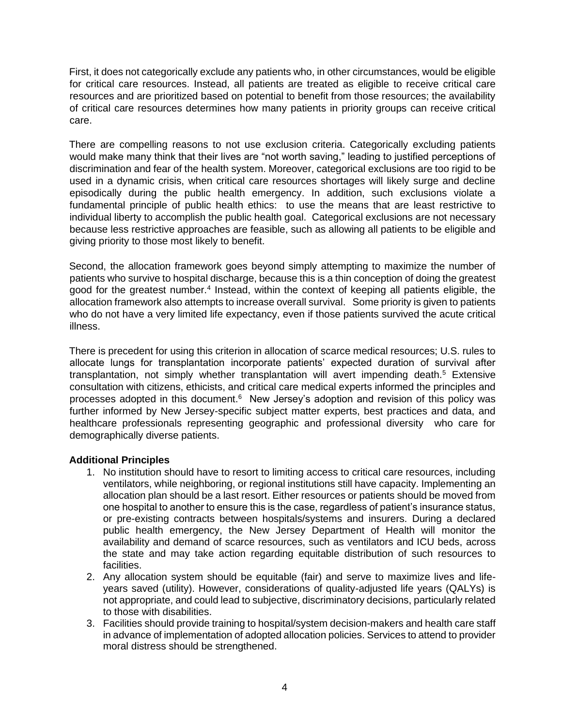First, it does not categorically exclude any patients who, in other circumstances, would be eligible for critical care resources. Instead, all patients are treated as eligible to receive critical care resources and are prioritized based on potential to benefit from those resources; the availability of critical care resources determines how many patients in priority groups can receive critical care.

There are compelling reasons to not use exclusion criteria. Categorically excluding patients would make many think that their lives are "not worth saving," leading to justified perceptions of discrimination and fear of the health system. Moreover, categorical exclusions are too rigid to be used in a dynamic crisis, when critical care resources shortages will likely surge and decline episodically during the public health emergency. In addition, such exclusions violate a fundamental principle of public health ethics: to use the means that are least restrictive to individual liberty to accomplish the public health goal. Categorical exclusions are not necessary because less restrictive approaches are feasible, such as allowing all patients to be eligible and giving priority to those most likely to benefit.

Second, the allocation framework goes beyond simply attempting to maximize the number of patients who survive to hospital discharge, because this is a thin conception of doing the greatest good for the greatest number.[4] Instead, within the context of keeping all patients eligible, the allocation framework also attempts to increase overall survival. Some priority is given to patients who do not have a very limited life expectancy, even if those patients survived the acute critical illness.

There is precedent for using this criterion in allocation of scarce medical resources; U.S. rules to allocate lungs for transplantation incorporate patients' expected duration of survival after transplantation, not simply whether transplantation will avert impending death.[5] Extensive consultation with citizens, ethicists, and critical care medical experts informed the principles and processes adopted in this document.[6] New Jersey's adoption and revision of this policy was further informed by New Jersey-specific subject matter experts, best practices and data, and healthcare professionals representing geographic and professional diversity who care for demographically diverse patients.

**Additional Principles**

1. No institution should have to resort to limiting access to critical care resources, including ventilators, while neighboring, or regional institutions still have capacity. Implementing an allocation plan should be a last resort. Either resources or patients should be moved from one hospital to another to ensure this is the case, regardless of patient's insurance status, or pre-existing contracts between hospitals/systems and insurers. During a declared public health emergency, the New Jersey Department of Health will monitor the availability and demand of scarce resources, such as ventilators and ICU beds, across the state and may take action regarding equitable distribution of such resources to facilities.
2. Any allocation system should be equitable (fair) and serve to maximize lives and life-years saved (utility). However, considerations of quality-adjusted life years (QALYs) is not appropriate, and could lead to subjective, discriminatory decisions, particularly related to those with disabilities.
3. Facilities should provide training to hospital/system decision-makers and health care staff in advance of implementation of adopted allocation policies. Services to attend to provider moral distress should be strengthened.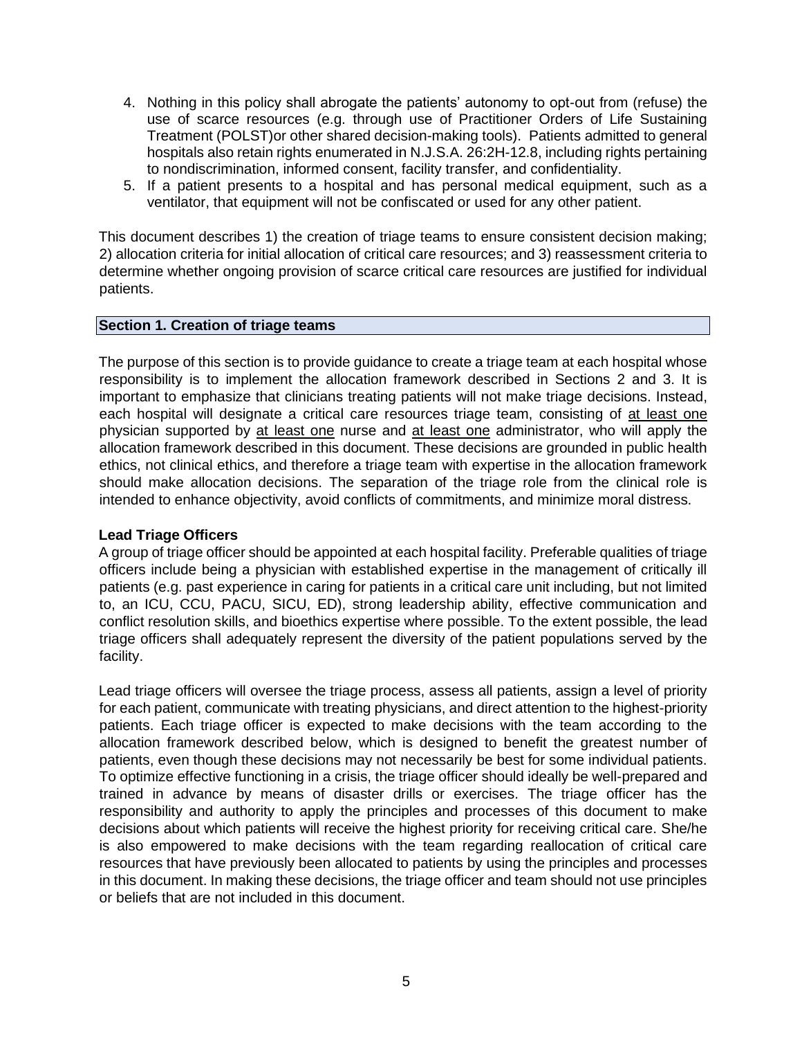4. Nothing in this policy shall abrogate the patients' autonomy to opt-out from (refuse) the use of scarce resources (e.g. through use of Practitioner Orders of Life Sustaining Treatment (POLST)or other shared decision-making tools). Patients admitted to general hospitals also retain rights enumerated in N.J.S.A. 26:2H-12.8, including rights pertaining to nondiscrimination, informed consent, facility transfer, and confidentiality.
5. If a patient presents to a hospital and has personal medical equipment, such as a ventilator, that equipment will not be confiscated or used for any other patient.

This document describes 1) the creation of triage teams to ensure consistent decision making; 2) allocation criteria for initial allocation of critical care resources; and 3) reassessment criteria to determine whether ongoing provision of scarce critical care resources are justified for individual patients.

## Section 1. Creation of triage teams

The purpose of this section is to provide guidance to create a triage team at each hospital whose responsibility is to implement the allocation framework described in Sections 2 and 3. It is important to emphasize that clinicians treating patients will not make triage decisions. Instead, each hospital will designate a critical care resources triage team, consisting of <u>at least one</u> physician supported by <u>at least one</u> nurse and <u>at least one</u> administrator, who will apply the allocation framework described in this document. These decisions are grounded in public health ethics, not clinical ethics, and therefore a triage team with expertise in the allocation framework should make allocation decisions. The separation of the triage role from the clinical role is intended to enhance objectivity, avoid conflicts of commitments, and minimize moral distress.

### Lead Triage Officers

A group of triage officer should be appointed at each hospital facility. Preferable qualities of triage officers include being a physician with established expertise in the management of critically ill patients (e.g. past experience in caring for patients in a critical care unit including, but not limited to, an ICU, CCU, PACU, SICU, ED), strong leadership ability, effective communication and conflict resolution skills, and bioethics expertise where possible. To the extent possible, the lead triage officers shall adequately represent the diversity of the patient populations served by the facility.

Lead triage officers will oversee the triage process, assess all patients, assign a level of priority for each patient, communicate with treating physicians, and direct attention to the highest-priority patients. Each triage officer is expected to make decisions with the team according to the allocation framework described below, which is designed to benefit the greatest number of patients, even though these decisions may not necessarily be best for some individual patients. To optimize effective functioning in a crisis, the triage officer should ideally be well-prepared and trained in advance by means of disaster drills or exercises. The triage officer has the responsibility and authority to apply the principles and processes of this document to make decisions about which patients will receive the highest priority for receiving critical care. She/he is also empowered to make decisions with the team regarding reallocation of critical care resources that have previously been allocated to patients by using the principles and processes in this document. In making these decisions, the triage officer and team should not use principles or beliefs that are not included in this document.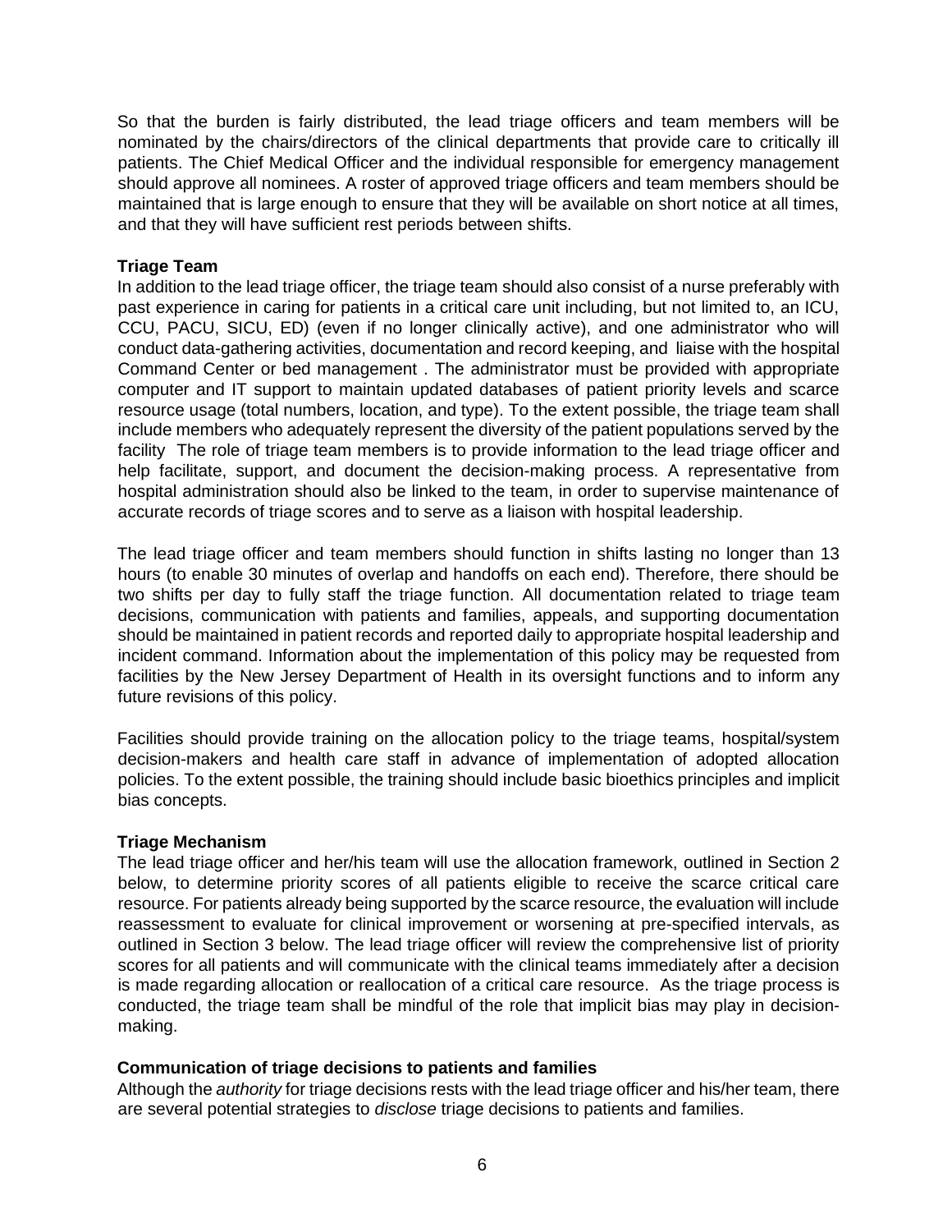So that the burden is fairly distributed, the lead triage officers and team members will be nominated by the chairs/directors of the clinical departments that provide care to critically ill patients. The Chief Medical Officer and the individual responsible for emergency management should approve all nominees. A roster of approved triage officers and team members should be maintained that is large enough to ensure that they will be available on short notice at all times, and that they will have sufficient rest periods between shifts.

**Triage Team**

In addition to the lead triage officer, the triage team should also consist of a nurse preferably with past experience in caring for patients in a critical care unit including, but not limited to, an ICU, CCU, PACU, SICU, ED) (even if no longer clinically active), and one administrator who will conduct data-gathering activities, documentation and record keeping, and liaise with the hospital Command Center or bed management . The administrator must be provided with appropriate computer and IT support to maintain updated databases of patient priority levels and scarce resource usage (total numbers, location, and type). To the extent possible, the triage team shall include members who adequately represent the diversity of the patient populations served by the facility The role of triage team members is to provide information to the lead triage officer and help facilitate, support, and document the decision-making process. A representative from hospital administration should also be linked to the team, in order to supervise maintenance of accurate records of triage scores and to serve as a liaison with hospital leadership.

The lead triage officer and team members should function in shifts lasting no longer than 13 hours (to enable 30 minutes of overlap and handoffs on each end). Therefore, there should be two shifts per day to fully staff the triage function. All documentation related to triage team decisions, communication with patients and families, appeals, and supporting documentation should be maintained in patient records and reported daily to appropriate hospital leadership and incident command. Information about the implementation of this policy may be requested from facilities by the New Jersey Department of Health in its oversight functions and to inform any future revisions of this policy.

Facilities should provide training on the allocation policy to the triage teams, hospital/system decision-makers and health care staff in advance of implementation of adopted allocation policies. To the extent possible, the training should include basic bioethics principles and implicit bias concepts.

**Triage Mechanism**

The lead triage officer and her/his team will use the allocation framework, outlined in Section 2 below, to determine priority scores of all patients eligible to receive the scarce critical care resource. For patients already being supported by the scarce resource, the evaluation will include reassessment to evaluate for clinical improvement or worsening at pre-specified intervals, as outlined in Section 3 below. The lead triage officer will review the comprehensive list of priority scores for all patients and will communicate with the clinical teams immediately after a decision is made regarding allocation or reallocation of a critical care resource. As the triage process is conducted, the triage team shall be mindful of the role that implicit bias may play in decision-making.

**Communication of triage decisions to patients and families**

Although the *authority* for triage decisions rests with the lead triage officer and his/her team, there are several potential strategies to *disclose* triage decisions to patients and families.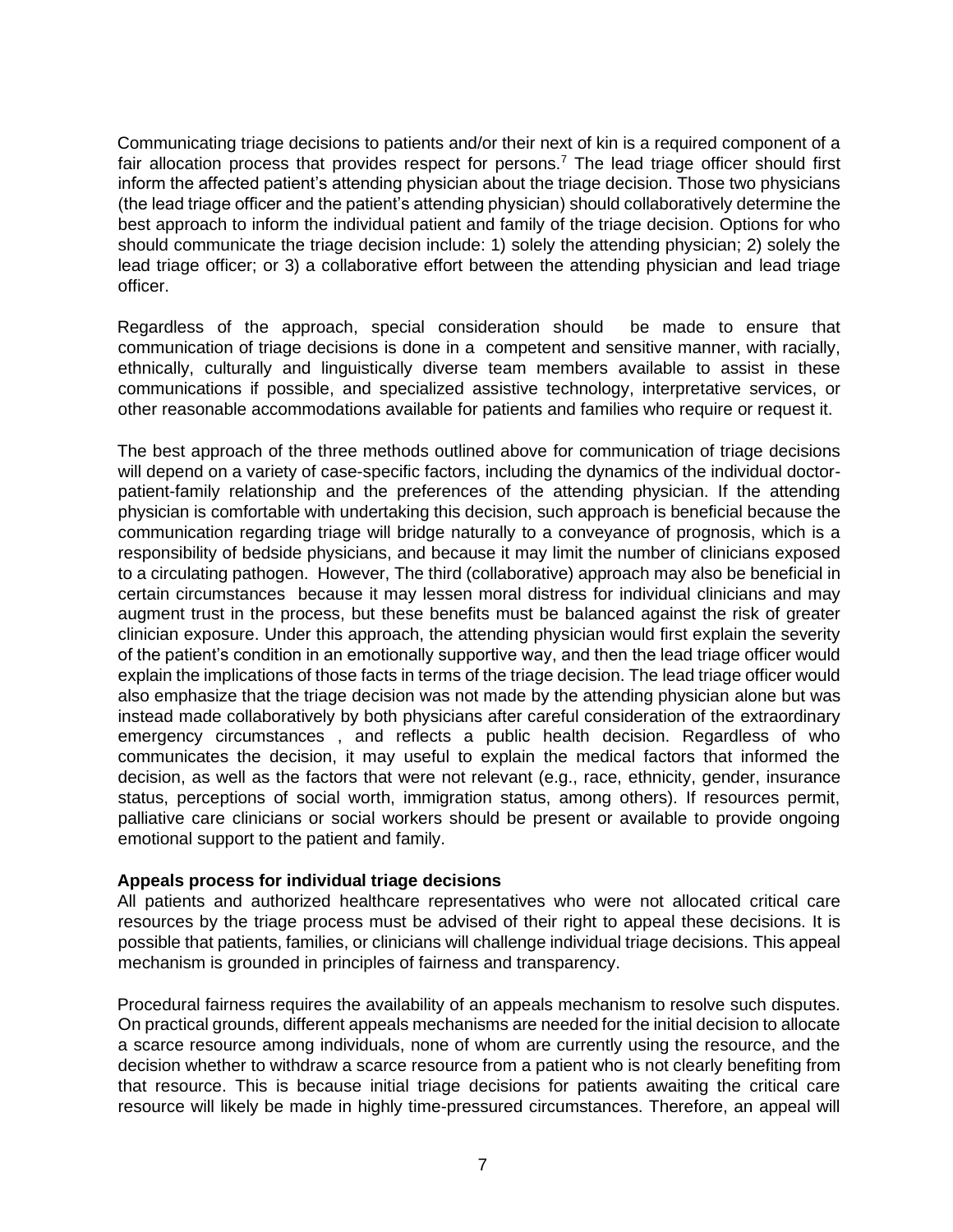Communicating triage decisions to patients and/or their next of kin is a required component of a fair allocation process that provides respect for persons.[7] The lead triage officer should first inform the affected patient's attending physician about the triage decision. Those two physicians (the lead triage officer and the patient's attending physician) should collaboratively determine the best approach to inform the individual patient and family of the triage decision. Options for who should communicate the triage decision include: 1) solely the attending physician; 2) solely the lead triage officer; or 3) a collaborative effort between the attending physician and lead triage officer.

Regardless of the approach, special consideration should be made to ensure that communication of triage decisions is done in a competent and sensitive manner, with racially, ethnically, culturally and linguistically diverse team members available to assist in these communications if possible, and specialized assistive technology, interpretative services, or other reasonable accommodations available for patients and families who require or request it.

The best approach of the three methods outlined above for communication of triage decisions will depend on a variety of case-specific factors, including the dynamics of the individual doctor-patient-family relationship and the preferences of the attending physician. If the attending physician is comfortable with undertaking this decision, such approach is beneficial because the communication regarding triage will bridge naturally to a conveyance of prognosis, which is a responsibility of bedside physicians, and because it may limit the number of clinicians exposed to a circulating pathogen. However, The third (collaborative) approach may also be beneficial in certain circumstances because it may lessen moral distress for individual clinicians and may augment trust in the process, but these benefits must be balanced against the risk of greater clinician exposure. Under this approach, the attending physician would first explain the severity of the patient's condition in an emotionally supportive way, and then the lead triage officer would explain the implications of those facts in terms of the triage decision. The lead triage officer would also emphasize that the triage decision was not made by the attending physician alone but was instead made collaboratively by both physicians after careful consideration of the extraordinary emergency circumstances , and reflects a public health decision. Regardless of who communicates the decision, it may useful to explain the medical factors that informed the decision, as well as the factors that were not relevant (e.g., race, ethnicity, gender, insurance status, perceptions of social worth, immigration status, among others). If resources permit, palliative care clinicians or social workers should be present or available to provide ongoing emotional support to the patient and family.

**Appeals process for individual triage decisions**

All patients and authorized healthcare representatives who were not allocated critical care resources by the triage process must be advised of their right to appeal these decisions. It is possible that patients, families, or clinicians will challenge individual triage decisions. This appeal mechanism is grounded in principles of fairness and transparency.

Procedural fairness requires the availability of an appeals mechanism to resolve such disputes. On practical grounds, different appeals mechanisms are needed for the initial decision to allocate a scarce resource among individuals, none of whom are currently using the resource, and the decision whether to withdraw a scarce resource from a patient who is not clearly benefiting from that resource. This is because initial triage decisions for patients awaiting the critical care resource will likely be made in highly time-pressured circumstances. Therefore, an appeal will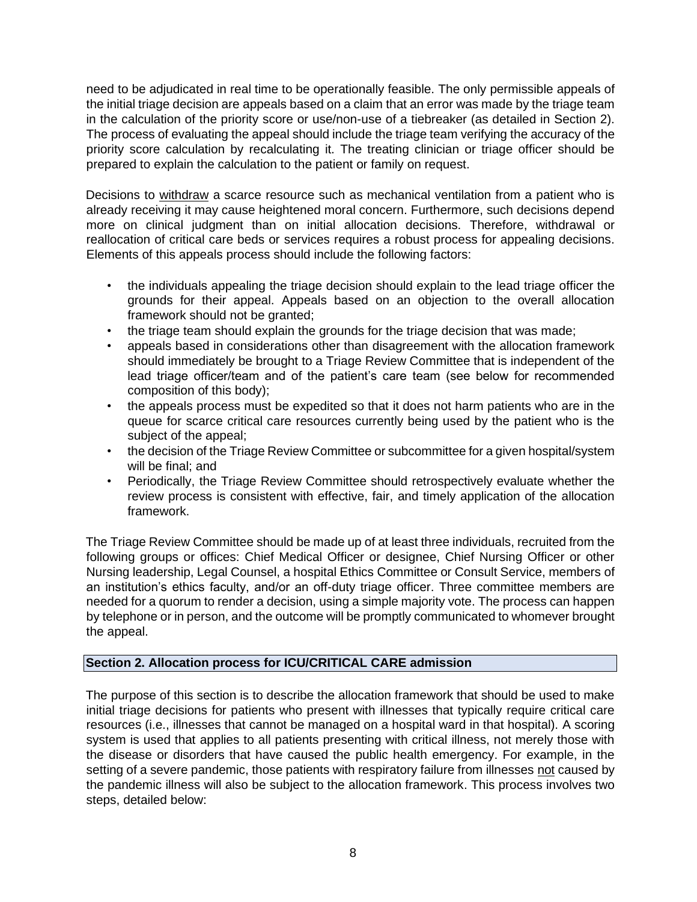need to be adjudicated in real time to be operationally feasible. The only permissible appeals of the initial triage decision are appeals based on a claim that an error was made by the triage team in the calculation of the priority score or use/non-use of a tiebreaker (as detailed in Section 2). The process of evaluating the appeal should include the triage team verifying the accuracy of the priority score calculation by recalculating it. The treating clinician or triage officer should be prepared to explain the calculation to the patient or family on request.

Decisions to withdraw a scarce resource such as mechanical ventilation from a patient who is already receiving it may cause heightened moral concern. Furthermore, such decisions depend more on clinical judgment than on initial allocation decisions. Therefore, withdrawal or reallocation of critical care beds or services requires a robust process for appealing decisions. Elements of this appeals process should include the following factors:

- the individuals appealing the triage decision should explain to the lead triage officer the grounds for their appeal. Appeals based on an objection to the overall allocation framework should not be granted;
- the triage team should explain the grounds for the triage decision that was made;
- appeals based in considerations other than disagreement with the allocation framework should immediately be brought to a Triage Review Committee that is independent of the lead triage officer/team and of the patient's care team (see below for recommended composition of this body);
- the appeals process must be expedited so that it does not harm patients who are in the queue for scarce critical care resources currently being used by the patient who is the subject of the appeal;
- the decision of the Triage Review Committee or subcommittee for a given hospital/system will be final; and
- Periodically, the Triage Review Committee should retrospectively evaluate whether the review process is consistent with effective, fair, and timely application of the allocation framework.

The Triage Review Committee should be made up of at least three individuals, recruited from the following groups or offices: Chief Medical Officer or designee, Chief Nursing Officer or other Nursing leadership, Legal Counsel, a hospital Ethics Committee or Consult Service, members of an institution's ethics faculty, and/or an off-duty triage officer. Three committee members are needed for a quorum to render a decision, using a simple majority vote. The process can happen by telephone or in person, and the outcome will be promptly communicated to whomever brought the appeal.

## Section 2. Allocation process for ICU/CRITICAL CARE admission

The purpose of this section is to describe the allocation framework that should be used to make initial triage decisions for patients who present with illnesses that typically require critical care resources (i.e., illnesses that cannot be managed on a hospital ward in that hospital). A scoring system is used that applies to all patients presenting with critical illness, not merely those with the disease or disorders that have caused the public health emergency. For example, in the setting of a severe pandemic, those patients with respiratory failure from illnesses not caused by the pandemic illness will also be subject to the allocation framework. This process involves two steps, detailed below: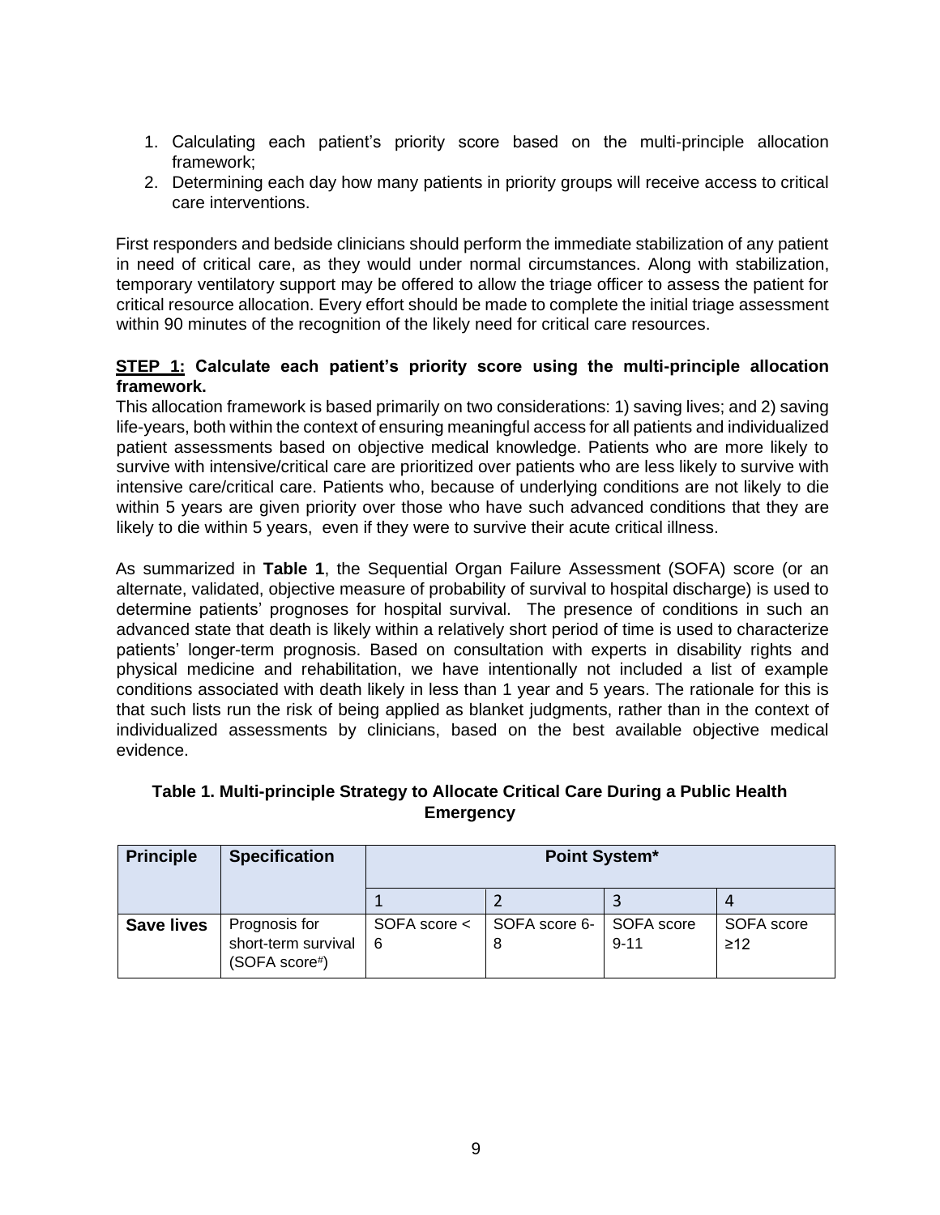1. Calculating each patient's priority score based on the multi-principle allocation framework;
2. Determining each day how many patients in priority groups will receive access to critical care interventions.

First responders and bedside clinicians should perform the immediate stabilization of any patient in need of critical care, as they would under normal circumstances. Along with stabilization, temporary ventilatory support may be offered to allow the triage officer to assess the patient for critical resource allocation. Every effort should be made to complete the initial triage assessment within 90 minutes of the recognition of the likely need for critical care resources.

**STEP 1: Calculate each patient's priority score using the multi-principle allocation framework.**

This allocation framework is based primarily on two considerations: 1) saving lives; and 2) saving life-years, both within the context of ensuring meaningful access for all patients and individualized patient assessments based on objective medical knowledge. Patients who are more likely to survive with intensive/critical care are prioritized over patients who are less likely to survive with intensive care/critical care. Patients who, because of underlying conditions are not likely to die within 5 years are given priority over those who have such advanced conditions that they are likely to die within 5 years, even if they were to survive their acute critical illness.

As summarized in **Table 1**, the Sequential Organ Failure Assessment (SOFA) score (or an alternate, validated, objective measure of probability of survival to hospital discharge) is used to determine patients' prognoses for hospital survival. The presence of conditions in such an advanced state that death is likely within a relatively short period of time is used to characterize patients' longer-term prognosis. Based on consultation with experts in disability rights and physical medicine and rehabilitation, we have intentionally not included a list of example conditions associated with death likely in less than 1 year and 5 years. The rationale for this is that such lists run the risk of being applied as blanket judgments, rather than in the context of individualized assessments by clinicians, based on the best available objective medical evidence.

**Table 1. Multi-principle Strategy to Allocate Critical Care During a Public Health Emergency**

| Principle | Specification | Point System* | | | |
|---|---|---|---|---|---|
| | | 1 | 2 | 3 | 4 |
| **Save lives** | Prognosis for short-term survival (SOFA score#) | SOFA score < 6 | SOFA score 6-8 | SOFA score 9-11 | SOFA score ≥12 |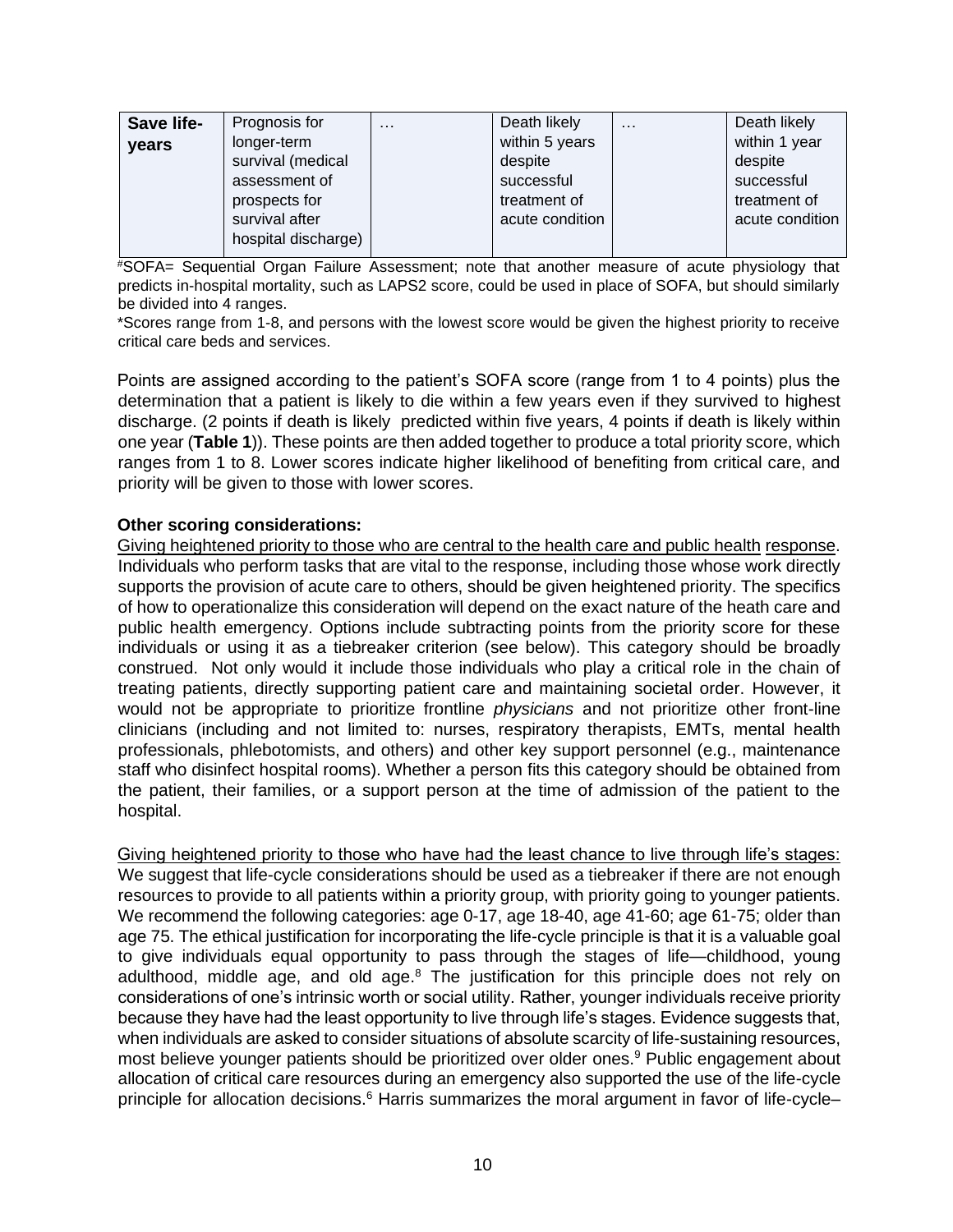| Save life-years | Prognosis for longer-term survival (medical assessment of prospects for survival after hospital discharge) | … | Death likely within 5 years despite successful treatment of acute condition | … | Death likely within 1 year despite successful treatment of acute condition |
|---|---|---|---|---|---|

#SOFA= Sequential Organ Failure Assessment; note that another measure of acute physiology that predicts in-hospital mortality, such as LAPS2 score, could be used in place of SOFA, but should similarly be divided into 4 ranges.

*Scores range from 1-8, and persons with the lowest score would be given the highest priority to receive critical care beds and services.

Points are assigned according to the patient's SOFA score (range from 1 to 4 points) plus the determination that a patient is likely to die within a few years even if they survived to highest discharge. (2 points if death is likely predicted within five years, 4 points if death is likely within one year (**Table 1**)). These points are then added together to produce a total priority score, which ranges from 1 to 8. Lower scores indicate higher likelihood of benefiting from critical care, and priority will be given to those with lower scores.

**Other scoring considerations:**

Giving heightened priority to those who are central to the health care and public health response. Individuals who perform tasks that are vital to the response, including those whose work directly supports the provision of acute care to others, should be given heightened priority. The specifics of how to operationalize this consideration will depend on the exact nature of the heath care and public health emergency. Options include subtracting points from the priority score for these individuals or using it as a tiebreaker criterion (see below). This category should be broadly construed. Not only would it include those individuals who play a critical role in the chain of treating patients, directly supporting patient care and maintaining societal order. However, it would not be appropriate to prioritize frontline *physicians* and not prioritize other front-line clinicians (including and not limited to: nurses, respiratory therapists, EMTs, mental health professionals, phlebotomists, and others) and other key support personnel (e.g., maintenance staff who disinfect hospital rooms). Whether a person fits this category should be obtained from the patient, their families, or a support person at the time of admission of the patient to the hospital.

Giving heightened priority to those who have had the least chance to live through life's stages: We suggest that life-cycle considerations should be used as a tiebreaker if there are not enough resources to provide to all patients within a priority group, with priority going to younger patients. We recommend the following categories: age 0-17, age 18-40, age 41-60; age 61-75; older than age 75. The ethical justification for incorporating the life-cycle principle is that it is a valuable goal to give individuals equal opportunity to pass through the stages of life—childhood, young adulthood, middle age, and old age.[8] The justification for this principle does not rely on considerations of one's intrinsic worth or social utility. Rather, younger individuals receive priority because they have had the least opportunity to live through life's stages. Evidence suggests that, when individuals are asked to consider situations of absolute scarcity of life-sustaining resources, most believe younger patients should be prioritized over older ones.[9] Public engagement about allocation of critical care resources during an emergency also supported the use of the life-cycle principle for allocation decisions.[6] Harris summarizes the moral argument in favor of life-cycle–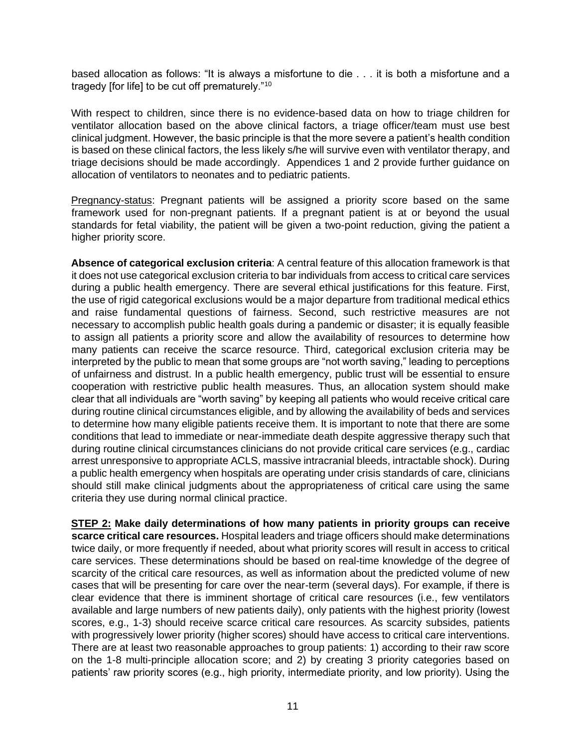based allocation as follows: "It is always a misfortune to die . . . it is both a misfortune and a tragedy [for life] to be cut off prematurely."[10]

With respect to children, since there is no evidence-based data on how to triage children for ventilator allocation based on the above clinical factors, a triage officer/team must use best clinical judgment. However, the basic principle is that the more severe a patient's health condition is based on these clinical factors, the less likely s/he will survive even with ventilator therapy, and triage decisions should be made accordingly. Appendices 1 and 2 provide further guidance on allocation of ventilators to neonates and to pediatric patients.

Pregnancy-status: Pregnant patients will be assigned a priority score based on the same framework used for non-pregnant patients. If a pregnant patient is at or beyond the usual standards for fetal viability, the patient will be given a two-point reduction, giving the patient a higher priority score.

**Absence of categorical exclusion criteria**: A central feature of this allocation framework is that it does not use categorical exclusion criteria to bar individuals from access to critical care services during a public health emergency. There are several ethical justifications for this feature. First, the use of rigid categorical exclusions would be a major departure from traditional medical ethics and raise fundamental questions of fairness. Second, such restrictive measures are not necessary to accomplish public health goals during a pandemic or disaster; it is equally feasible to assign all patients a priority score and allow the availability of resources to determine how many patients can receive the scarce resource. Third, categorical exclusion criteria may be interpreted by the public to mean that some groups are "not worth saving," leading to perceptions of unfairness and distrust. In a public health emergency, public trust will be essential to ensure cooperation with restrictive public health measures. Thus, an allocation system should make clear that all individuals are "worth saving" by keeping all patients who would receive critical care during routine clinical circumstances eligible, and by allowing the availability of beds and services to determine how many eligible patients receive them. It is important to note that there are some conditions that lead to immediate or near-immediate death despite aggressive therapy such that during routine clinical circumstances clinicians do not provide critical care services (e.g., cardiac arrest unresponsive to appropriate ACLS, massive intracranial bleeds, intractable shock). During a public health emergency when hospitals are operating under crisis standards of care, clinicians should still make clinical judgments about the appropriateness of critical care using the same criteria they use during normal clinical practice.

**STEP 2: Make daily determinations of how many patients in priority groups can receive scarce critical care resources.** Hospital leaders and triage officers should make determinations twice daily, or more frequently if needed, about what priority scores will result in access to critical care services. These determinations should be based on real-time knowledge of the degree of scarcity of the critical care resources, as well as information about the predicted volume of new cases that will be presenting for care over the near-term (several days). For example, if there is clear evidence that there is imminent shortage of critical care resources (i.e., few ventilators available and large numbers of new patients daily), only patients with the highest priority (lowest scores, e.g., 1-3) should receive scarce critical care resources. As scarcity subsides, patients with progressively lower priority (higher scores) should have access to critical care interventions. There are at least two reasonable approaches to group patients: 1) according to their raw score on the 1-8 multi-principle allocation score; and 2) by creating 3 priority categories based on patients' raw priority scores (e.g., high priority, intermediate priority, and low priority). Using the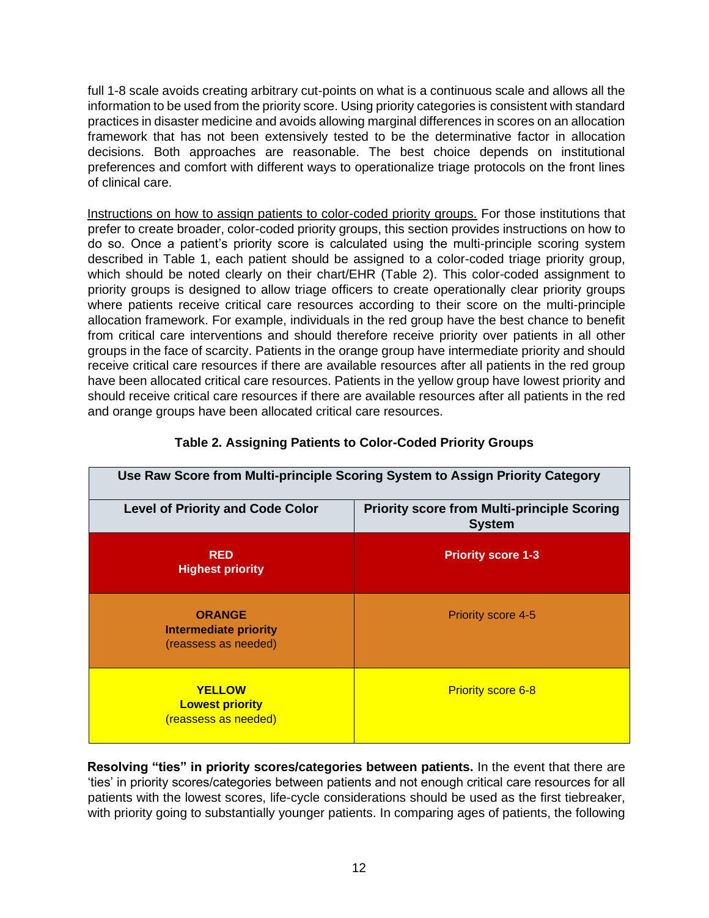full 1-8 scale avoids creating arbitrary cut-points on what is a continuous scale and allows all the information to be used from the priority score. Using priority categories is consistent with standard practices in disaster medicine and avoids allowing marginal differences in scores on an allocation framework that has not been extensively tested to be the determinative factor in allocation decisions. Both approaches are reasonable. The best choice depends on institutional preferences and comfort with different ways to operationalize triage protocols on the front lines of clinical care.

<u>Instructions on how to assign patients to color-coded priority groups.</u> For those institutions that prefer to create broader, color-coded priority groups, this section provides instructions on how to do so. Once a patient's priority score is calculated using the multi-principle scoring system described in Table 1, each patient should be assigned to a color-coded triage priority group, which should be noted clearly on their chart/EHR (Table 2). This color-coded assignment to priority groups is designed to allow triage officers to create operationally clear priority groups where patients receive critical care resources according to their score on the multi-principle allocation framework. For example, individuals in the red group have the best chance to benefit from critical care interventions and should therefore receive priority over patients in all other groups in the face of scarcity. Patients in the orange group have intermediate priority and should receive critical care resources if there are available resources after all patients in the red group have been allocated critical care resources. Patients in the yellow group have lowest priority and should receive critical care resources if there are available resources after all patients in the red and orange groups have been allocated critical care resources.

**Table 2. Assigning Patients to Color-Coded Priority Groups**

| **Use Raw Score from Multi-principle Scoring System to Assign Priority Category** | |
|---|---|
| **Level of Priority and Code Color** | **Priority score from Multi-principle Scoring System** |
| **RED**<br>**Highest priority** | **Priority score 1-3** |
| **ORANGE**<br>**Intermediate priority**<br>(reassess as needed) | Priority score 4-5 |
| **YELLOW**<br>**Lowest priority**<br>(reassess as needed) | Priority score 6-8 |

**Resolving "ties" in priority scores/categories between patients.** In the event that there are 'ties' in priority scores/categories between patients and not enough critical care resources for all patients with the lowest scores, life-cycle considerations should be used as the first tiebreaker, with priority going to substantially younger patients. In comparing ages of patients, the following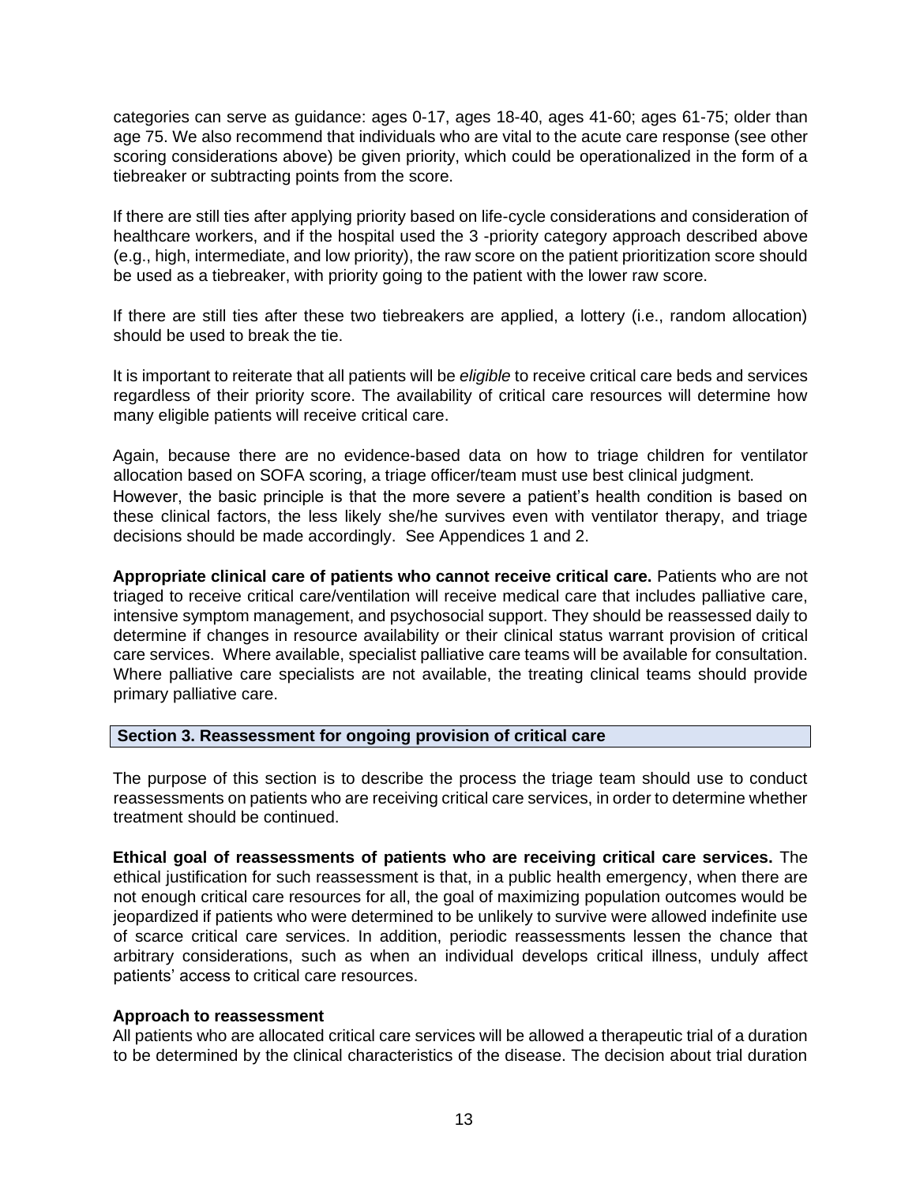categories can serve as guidance: ages 0-17, ages 18-40, ages 41-60; ages 61-75; older than age 75. We also recommend that individuals who are vital to the acute care response (see other scoring considerations above) be given priority, which could be operationalized in the form of a tiebreaker or subtracting points from the score.

If there are still ties after applying priority based on life-cycle considerations and consideration of healthcare workers, and if the hospital used the 3 -priority category approach described above (e.g., high, intermediate, and low priority), the raw score on the patient prioritization score should be used as a tiebreaker, with priority going to the patient with the lower raw score.

If there are still ties after these two tiebreakers are applied, a lottery (i.e., random allocation) should be used to break the tie.

It is important to reiterate that all patients will be *eligible* to receive critical care beds and services regardless of their priority score. The availability of critical care resources will determine how many eligible patients will receive critical care.

Again, because there are no evidence-based data on how to triage children for ventilator allocation based on SOFA scoring, a triage officer/team must use best clinical judgment. However, the basic principle is that the more severe a patient's health condition is based on these clinical factors, the less likely she/he survives even with ventilator therapy, and triage decisions should be made accordingly. See Appendices 1 and 2.

**Appropriate clinical care of patients who cannot receive critical care.** Patients who are not triaged to receive critical care/ventilation will receive medical care that includes palliative care, intensive symptom management, and psychosocial support. They should be reassessed daily to determine if changes in resource availability or their clinical status warrant provision of critical care services. Where available, specialist palliative care teams will be available for consultation. Where palliative care specialists are not available, the treating clinical teams should provide primary palliative care.

## Section 3. Reassessment for ongoing provision of critical care

The purpose of this section is to describe the process the triage team should use to conduct reassessments on patients who are receiving critical care services, in order to determine whether treatment should be continued.

**Ethical goal of reassessments of patients who are receiving critical care services.** The ethical justification for such reassessment is that, in a public health emergency, when there are not enough critical care resources for all, the goal of maximizing population outcomes would be jeopardized if patients who were determined to be unlikely to survive were allowed indefinite use of scarce critical care services. In addition, periodic reassessments lessen the chance that arbitrary considerations, such as when an individual develops critical illness, unduly affect patients' access to critical care resources.

**Approach to reassessment**

All patients who are allocated critical care services will be allowed a therapeutic trial of a duration to be determined by the clinical characteristics of the disease. The decision about trial duration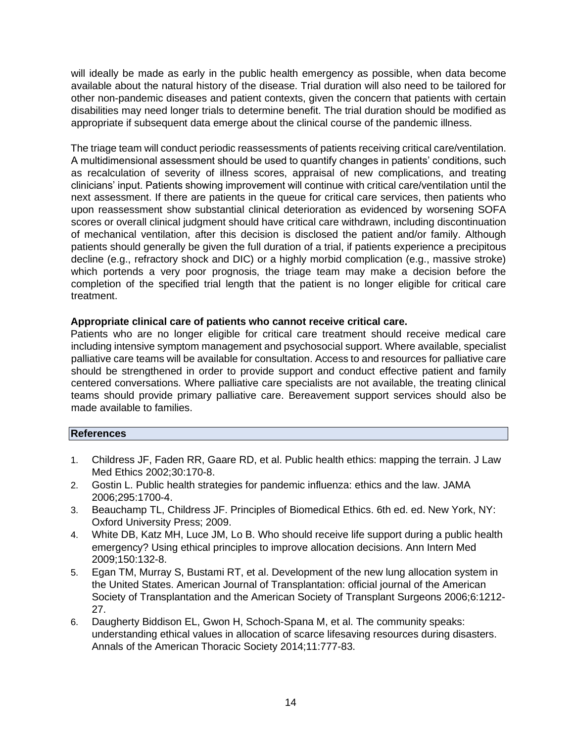will ideally be made as early in the public health emergency as possible, when data become available about the natural history of the disease. Trial duration will also need to be tailored for other non-pandemic diseases and patient contexts, given the concern that patients with certain disabilities may need longer trials to determine benefit. The trial duration should be modified as appropriate if subsequent data emerge about the clinical course of the pandemic illness.

The triage team will conduct periodic reassessments of patients receiving critical care/ventilation. A multidimensional assessment should be used to quantify changes in patients' conditions, such as recalculation of severity of illness scores, appraisal of new complications, and treating clinicians' input. Patients showing improvement will continue with critical care/ventilation until the next assessment. If there are patients in the queue for critical care services, then patients who upon reassessment show substantial clinical deterioration as evidenced by worsening SOFA scores or overall clinical judgment should have critical care withdrawn, including discontinuation of mechanical ventilation, after this decision is disclosed the patient and/or family. Although patients should generally be given the full duration of a trial, if patients experience a precipitous decline (e.g., refractory shock and DIC) or a highly morbid complication (e.g., massive stroke) which portends a very poor prognosis, the triage team may make a decision before the completion of the specified trial length that the patient is no longer eligible for critical care treatment.

**Appropriate clinical care of patients who cannot receive critical care.**

Patients who are no longer eligible for critical care treatment should receive medical care including intensive symptom management and psychosocial support. Where available, specialist palliative care teams will be available for consultation. Access to and resources for palliative care should be strengthened in order to provide support and conduct effective patient and family centered conversations. Where palliative care specialists are not available, the treating clinical teams should provide primary palliative care. Bereavement support services should also be made available to families.

## References

1. Childress JF, Faden RR, Gaare RD, et al. Public health ethics: mapping the terrain. J Law Med Ethics 2002;30:170-8.
2. Gostin L. Public health strategies for pandemic influenza: ethics and the law. JAMA 2006;295:1700-4.
3. Beauchamp TL, Childress JF. Principles of Biomedical Ethics. 6th ed. ed. New York, NY: Oxford University Press; 2009.
4. White DB, Katz MH, Luce JM, Lo B. Who should receive life support during a public health emergency? Using ethical principles to improve allocation decisions. Ann Intern Med 2009;150:132-8.
5. Egan TM, Murray S, Bustami RT, et al. Development of the new lung allocation system in the United States. American Journal of Transplantation: official journal of the American Society of Transplantation and the American Society of Transplant Surgeons 2006;6:1212-27.
6. Daugherty Biddison EL, Gwon H, Schoch-Spana M, et al. The community speaks: understanding ethical values in allocation of scarce lifesaving resources during disasters. Annals of the American Thoracic Society 2014;11:777-83.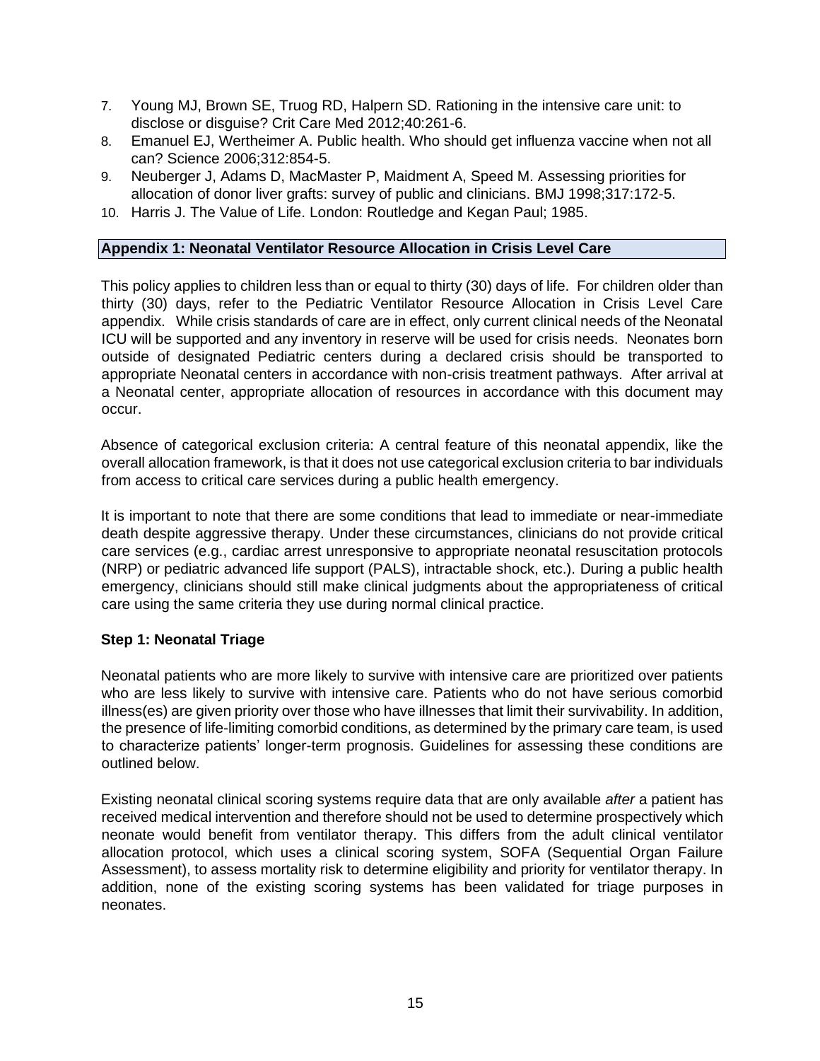7. Young MJ, Brown SE, Truog RD, Halpern SD. Rationing in the intensive care unit: to disclose or disguise? Crit Care Med 2012;40:261-6.
8. Emanuel EJ, Wertheimer A. Public health. Who should get influenza vaccine when not all can? Science 2006;312:854-5.
9. Neuberger J, Adams D, MacMaster P, Maidment A, Speed M. Assessing priorities for allocation of donor liver grafts: survey of public and clinicians. BMJ 1998;317:172-5.
10. Harris J. The Value of Life. London: Routledge and Kegan Paul; 1985.

## Appendix 1: Neonatal Ventilator Resource Allocation in Crisis Level Care

This policy applies to children less than or equal to thirty (30) days of life. For children older than thirty (30) days, refer to the Pediatric Ventilator Resource Allocation in Crisis Level Care appendix. While crisis standards of care are in effect, only current clinical needs of the Neonatal ICU will be supported and any inventory in reserve will be used for crisis needs. Neonates born outside of designated Pediatric centers during a declared crisis should be transported to appropriate Neonatal centers in accordance with non-crisis treatment pathways. After arrival at a Neonatal center, appropriate allocation of resources in accordance with this document may occur.

Absence of categorical exclusion criteria: A central feature of this neonatal appendix, like the overall allocation framework, is that it does not use categorical exclusion criteria to bar individuals from access to critical care services during a public health emergency.

It is important to note that there are some conditions that lead to immediate or near-immediate death despite aggressive therapy. Under these circumstances, clinicians do not provide critical care services (e.g., cardiac arrest unresponsive to appropriate neonatal resuscitation protocols (NRP) or pediatric advanced life support (PALS), intractable shock, etc.). During a public health emergency, clinicians should still make clinical judgments about the appropriateness of critical care using the same criteria they use during normal clinical practice.

### Step 1: Neonatal Triage

Neonatal patients who are more likely to survive with intensive care are prioritized over patients who are less likely to survive with intensive care. Patients who do not have serious comorbid illness(es) are given priority over those who have illnesses that limit their survivability. In addition, the presence of life-limiting comorbid conditions, as determined by the primary care team, is used to characterize patients' longer-term prognosis. Guidelines for assessing these conditions are outlined below.

Existing neonatal clinical scoring systems require data that are only available *after* a patient has received medical intervention and therefore should not be used to determine prospectively which neonate would benefit from ventilator therapy. This differs from the adult clinical ventilator allocation protocol, which uses a clinical scoring system, SOFA (Sequential Organ Failure Assessment), to assess mortality risk to determine eligibility and priority for ventilator therapy. In addition, none of the existing scoring systems has been validated for triage purposes in neonates.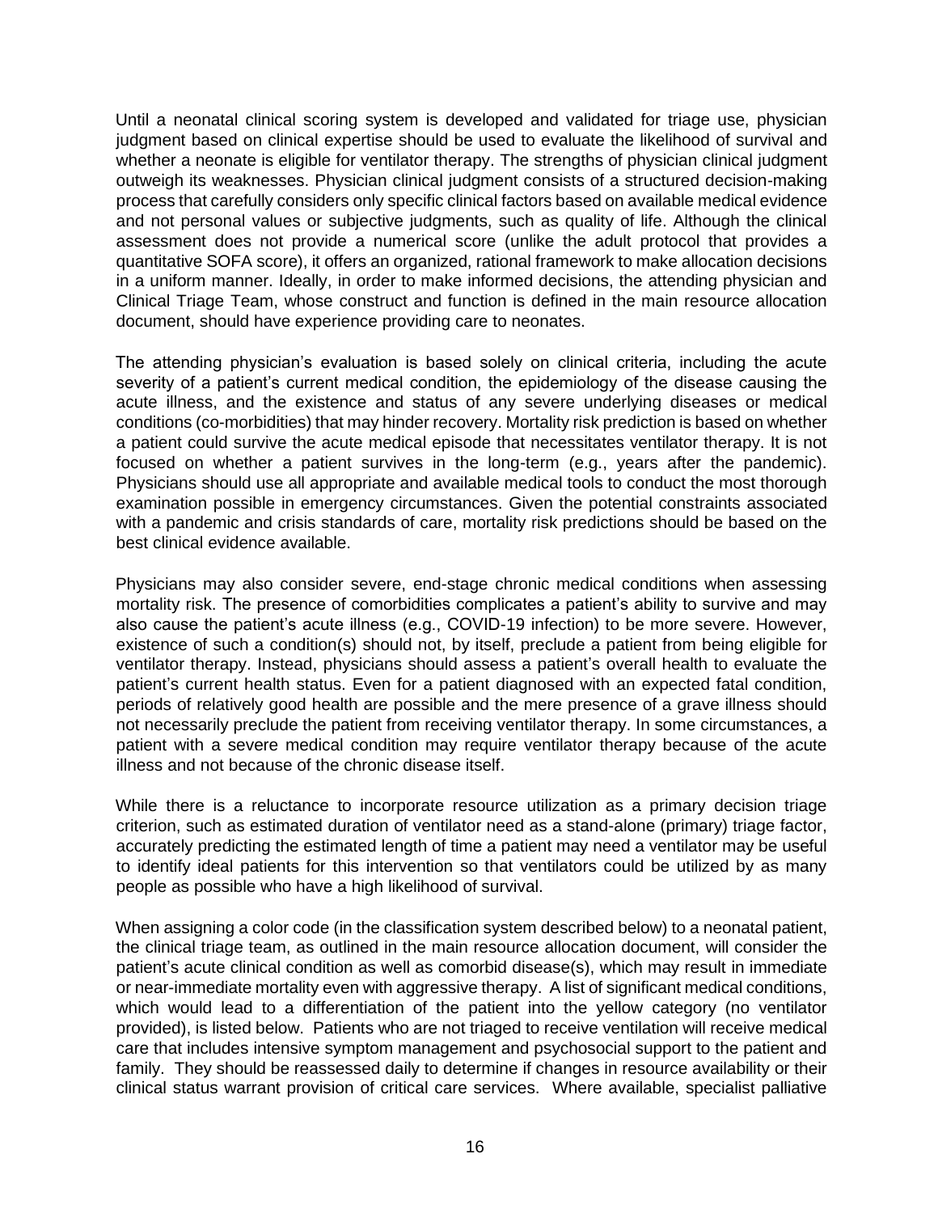Until a neonatal clinical scoring system is developed and validated for triage use, physician judgment based on clinical expertise should be used to evaluate the likelihood of survival and whether a neonate is eligible for ventilator therapy. The strengths of physician clinical judgment outweigh its weaknesses. Physician clinical judgment consists of a structured decision-making process that carefully considers only specific clinical factors based on available medical evidence and not personal values or subjective judgments, such as quality of life. Although the clinical assessment does not provide a numerical score (unlike the adult protocol that provides a quantitative SOFA score), it offers an organized, rational framework to make allocation decisions in a uniform manner. Ideally, in order to make informed decisions, the attending physician and Clinical Triage Team, whose construct and function is defined in the main resource allocation document, should have experience providing care to neonates.

The attending physician's evaluation is based solely on clinical criteria, including the acute severity of a patient's current medical condition, the epidemiology of the disease causing the acute illness, and the existence and status of any severe underlying diseases or medical conditions (co-morbidities) that may hinder recovery. Mortality risk prediction is based on whether a patient could survive the acute medical episode that necessitates ventilator therapy. It is not focused on whether a patient survives in the long-term (e.g., years after the pandemic). Physicians should use all appropriate and available medical tools to conduct the most thorough examination possible in emergency circumstances. Given the potential constraints associated with a pandemic and crisis standards of care, mortality risk predictions should be based on the best clinical evidence available.

Physicians may also consider severe, end-stage chronic medical conditions when assessing mortality risk. The presence of comorbidities complicates a patient's ability to survive and may also cause the patient's acute illness (e.g., COVID-19 infection) to be more severe. However, existence of such a condition(s) should not, by itself, preclude a patient from being eligible for ventilator therapy. Instead, physicians should assess a patient's overall health to evaluate the patient's current health status. Even for a patient diagnosed with an expected fatal condition, periods of relatively good health are possible and the mere presence of a grave illness should not necessarily preclude the patient from receiving ventilator therapy. In some circumstances, a patient with a severe medical condition may require ventilator therapy because of the acute illness and not because of the chronic disease itself.

While there is a reluctance to incorporate resource utilization as a primary decision triage criterion, such as estimated duration of ventilator need as a stand-alone (primary) triage factor, accurately predicting the estimated length of time a patient may need a ventilator may be useful to identify ideal patients for this intervention so that ventilators could be utilized by as many people as possible who have a high likelihood of survival.

When assigning a color code (in the classification system described below) to a neonatal patient, the clinical triage team, as outlined in the main resource allocation document, will consider the patient's acute clinical condition as well as comorbid disease(s), which may result in immediate or near-immediate mortality even with aggressive therapy. A list of significant medical conditions, which would lead to a differentiation of the patient into the yellow category (no ventilator provided), is listed below. Patients who are not triaged to receive ventilation will receive medical care that includes intensive symptom management and psychosocial support to the patient and family. They should be reassessed daily to determine if changes in resource availability or their clinical status warrant provision of critical care services. Where available, specialist palliative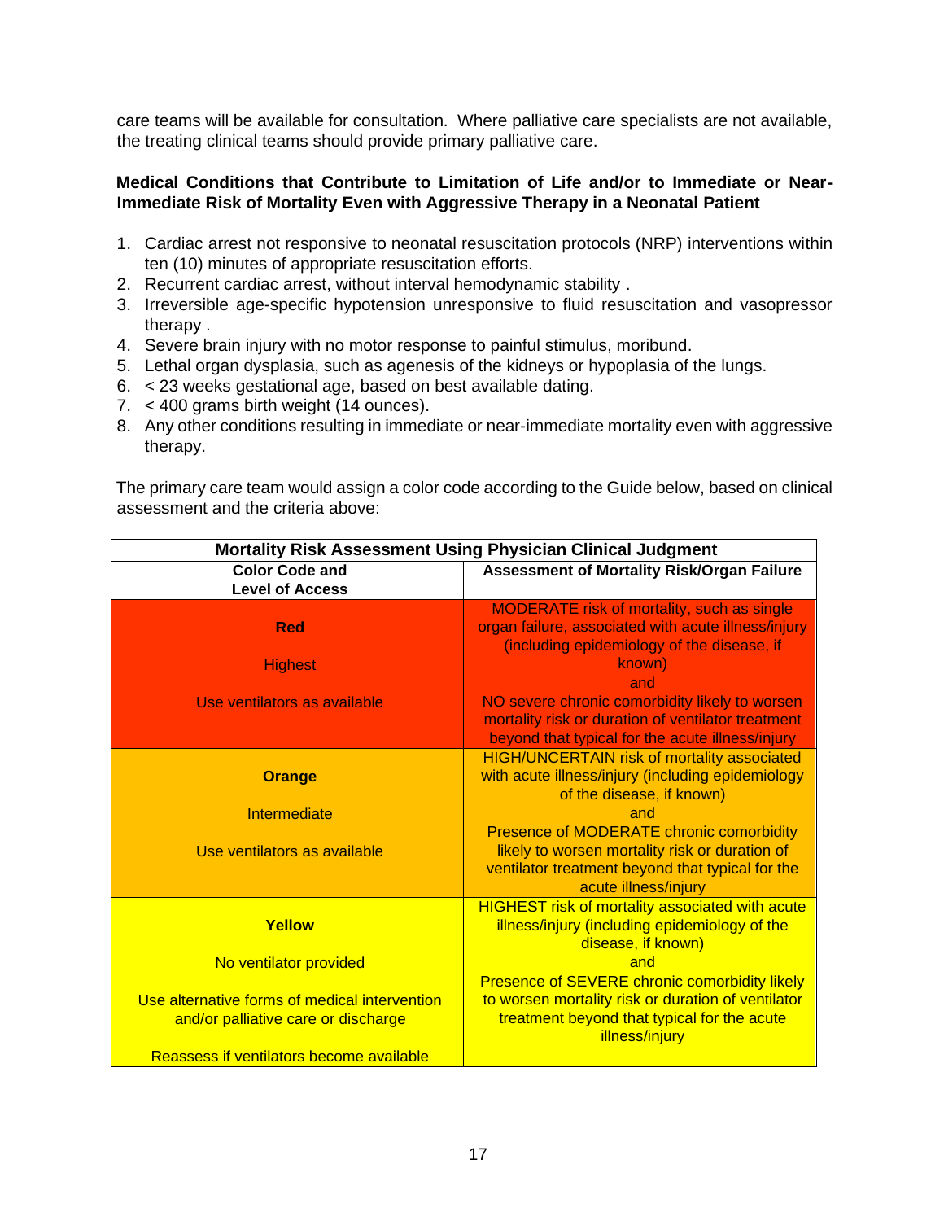care teams will be available for consultation. Where palliative care specialists are not available, the treating clinical teams should provide primary palliative care.

**Medical Conditions that Contribute to Limitation of Life and/or to Immediate or Near-Immediate Risk of Mortality Even with Aggressive Therapy in a Neonatal Patient**

1. Cardiac arrest not responsive to neonatal resuscitation protocols (NRP) interventions within ten (10) minutes of appropriate resuscitation efforts.
2. Recurrent cardiac arrest, without interval hemodynamic stability .
3. Irreversible age-specific hypotension unresponsive to fluid resuscitation and vasopressor therapy .
4. Severe brain injury with no motor response to painful stimulus, moribund.
5. Lethal organ dysplasia, such as agenesis of the kidneys or hypoplasia of the lungs.
6. < 23 weeks gestational age, based on best available dating.
7. < 400 grams birth weight (14 ounces).
8. Any other conditions resulting in immediate or near-immediate mortality even with aggressive therapy.

The primary care team would assign a color code according to the Guide below, based on clinical assessment and the criteria above:

| Mortality Risk Assessment Using Physician Clinical Judgment | |
|---|---|
| **Color Code and Level of Access** | **Assessment of Mortality Risk/Organ Failure** |
| **Red**<br><br>Highest<br><br>Use ventilators as available | MODERATE risk of mortality, such as single organ failure, associated with acute illness/injury (including epidemiology of the disease, if known)<br>and<br>NO severe chronic comorbidity likely to worsen mortality risk or duration of ventilator treatment beyond that typical for the acute illness/injury |
| **Orange**<br><br>Intermediate<br><br>Use ventilators as available | HIGH/UNCERTAIN risk of mortality associated with acute illness/injury (including epidemiology of the disease, if known)<br>and<br>Presence of MODERATE chronic comorbidity likely to worsen mortality risk or duration of ventilator treatment beyond that typical for the acute illness/injury |
| **Yellow**<br><br>No ventilator provided<br><br>Use alternative forms of medical intervention and/or palliative care or discharge<br><br>Reassess if ventilators become available | HIGHEST risk of mortality associated with acute illness/injury (including epidemiology of the disease, if known)<br>and<br>Presence of SEVERE chronic comorbidity likely to worsen mortality risk or duration of ventilator treatment beyond that typical for the acute illness/injury |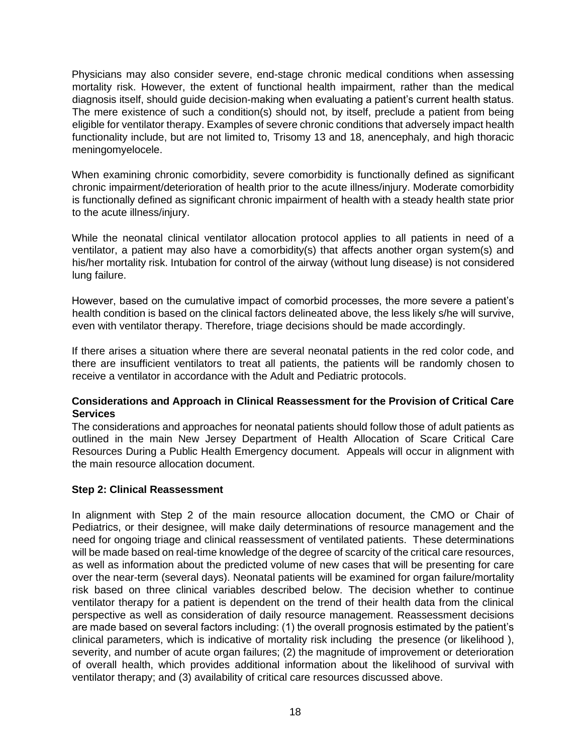Physicians may also consider severe, end-stage chronic medical conditions when assessing mortality risk. However, the extent of functional health impairment, rather than the medical diagnosis itself, should guide decision-making when evaluating a patient's current health status. The mere existence of such a condition(s) should not, by itself, preclude a patient from being eligible for ventilator therapy. Examples of severe chronic conditions that adversely impact health functionality include, but are not limited to, Trisomy 13 and 18, anencephaly, and high thoracic meningomyelocele.

When examining chronic comorbidity, severe comorbidity is functionally defined as significant chronic impairment/deterioration of health prior to the acute illness/injury. Moderate comorbidity is functionally defined as significant chronic impairment of health with a steady health state prior to the acute illness/injury.

While the neonatal clinical ventilator allocation protocol applies to all patients in need of a ventilator, a patient may also have a comorbidity(s) that affects another organ system(s) and his/her mortality risk. Intubation for control of the airway (without lung disease) is not considered lung failure.

However, based on the cumulative impact of comorbid processes, the more severe a patient's health condition is based on the clinical factors delineated above, the less likely s/he will survive, even with ventilator therapy. Therefore, triage decisions should be made accordingly.

If there arises a situation where there are several neonatal patients in the red color code, and there are insufficient ventilators to treat all patients, the patients will be randomly chosen to receive a ventilator in accordance with the Adult and Pediatric protocols.

**Considerations and Approach in Clinical Reassessment for the Provision of Critical Care Services**

The considerations and approaches for neonatal patients should follow those of adult patients as outlined in the main New Jersey Department of Health Allocation of Scare Critical Care Resources During a Public Health Emergency document. Appeals will occur in alignment with the main resource allocation document.

**Step 2: Clinical Reassessment**

In alignment with Step 2 of the main resource allocation document, the CMO or Chair of Pediatrics, or their designee, will make daily determinations of resource management and the need for ongoing triage and clinical reassessment of ventilated patients. These determinations will be made based on real-time knowledge of the degree of scarcity of the critical care resources, as well as information about the predicted volume of new cases that will be presenting for care over the near-term (several days). Neonatal patients will be examined for organ failure/mortality risk based on three clinical variables described below. The decision whether to continue ventilator therapy for a patient is dependent on the trend of their health data from the clinical perspective as well as consideration of daily resource management. Reassessment decisions are made based on several factors including: (1) the overall prognosis estimated by the patient's clinical parameters, which is indicative of mortality risk including the presence (or likelihood ), severity, and number of acute organ failures; (2) the magnitude of improvement or deterioration of overall health, which provides additional information about the likelihood of survival with ventilator therapy; and (3) availability of critical care resources discussed above.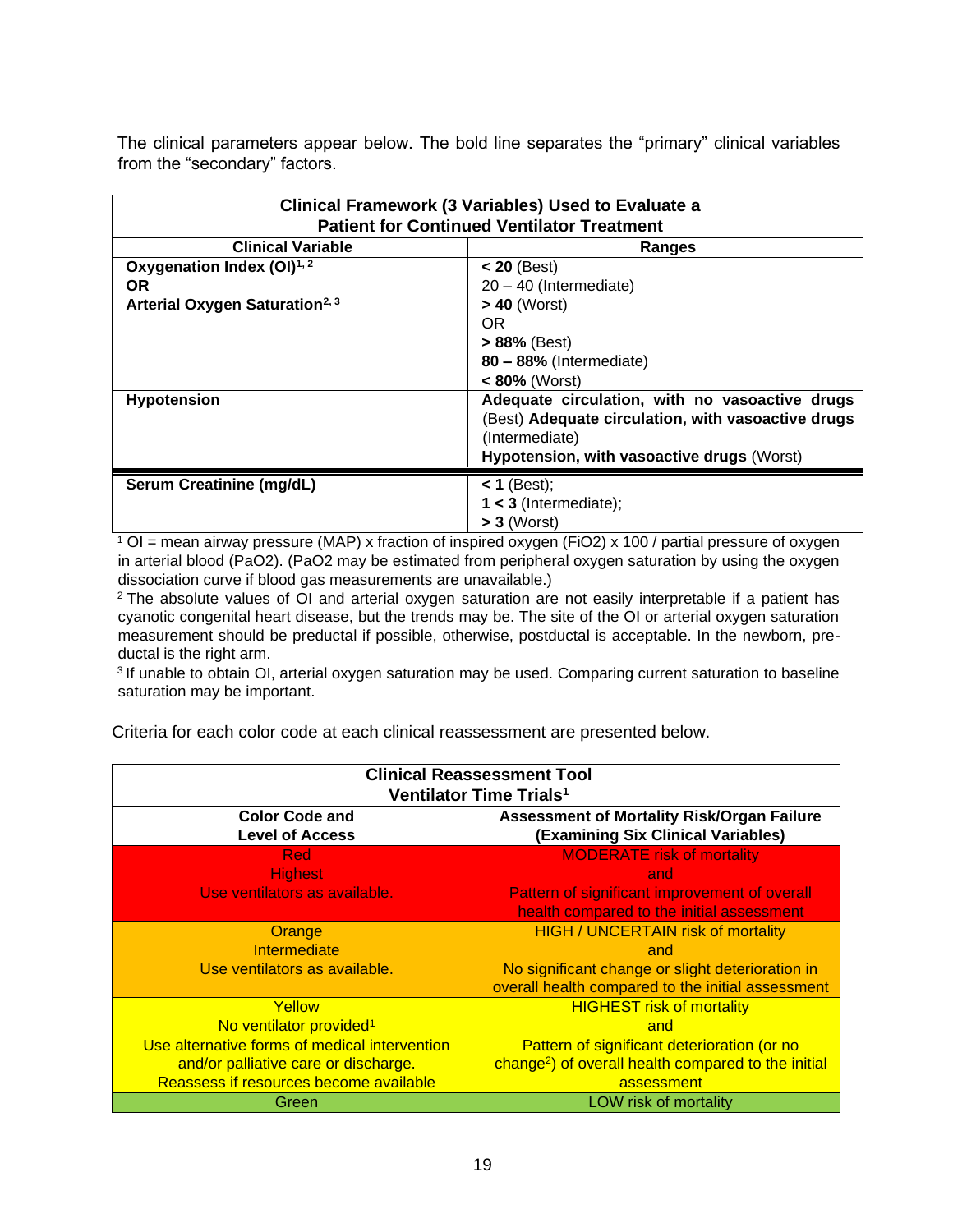The clinical parameters appear below. The bold line separates the "primary" clinical variables from the "secondary" factors.

| Clinical Framework (3 Variables) Used to Evaluate a Patient for Continued Ventilator Treatment | |
|---|---|
| **Clinical Variable** | **Ranges** |
| **Oxygenation Index (OI)**[1, 2]<br>**OR**<br>**Arterial Oxygen Saturation**[2, 3] | **< 20** (Best)<br>20 – 40 (Intermediate)<br>**> 40** (Worst)<br>OR<br>**> 88%** (Best)<br>**80 – 88%** (Intermediate)<br>**< 80%** (Worst) |
| **Hypotension** | **Adequate circulation, with no vasoactive drugs** (Best) **Adequate circulation, with vasoactive drugs** (Intermediate)<br>**Hypotension, with vasoactive drugs** (Worst) |
| **Serum Creatinine (mg/dL)** | **< 1** (Best);<br>**1 < 3** (Intermediate);<br>**> 3** (Worst) |

[1] OI = mean airway pressure (MAP) x fraction of inspired oxygen (FiO2) x 100 / partial pressure of oxygen in arterial blood (PaO2). (PaO2 may be estimated from peripheral oxygen saturation by using the oxygen dissociation curve if blood gas measurements are unavailable.)

[2] The absolute values of OI and arterial oxygen saturation are not easily interpretable if a patient has cyanotic congenital heart disease, but the trends may be. The site of the OI or arterial oxygen saturation measurement should be preductal if possible, otherwise, postductal is acceptable. In the newborn, pre-ductal is the right arm.

[3] If unable to obtain OI, arterial oxygen saturation may be used. Comparing current saturation to baseline saturation may be important.

Criteria for each color code at each clinical reassessment are presented below.

| Clinical Reassessment Tool Ventilator Time Trials[1] | |
|---|---|
| **Color Code and Level of Access** | **Assessment of Mortality Risk/Organ Failure (Examining Six Clinical Variables)** |
| Red<br>Highest<br>Use ventilators as available. | MODERATE risk of mortality<br>and<br>Pattern of significant improvement of overall health compared to the initial assessment |
| Orange<br>Intermediate<br>Use ventilators as available. | HIGH / UNCERTAIN risk of mortality<br>and<br>No significant change or slight deterioration in overall health compared to the initial assessment |
| Yellow<br>No ventilator provided[1]<br>Use alternative forms of medical intervention and/or palliative care or discharge.<br>Reassess if resources become available | HIGHEST risk of mortality<br>and<br>Pattern of significant deterioration (or no change[2]) of overall health compared to the initial assessment |
| Green | LOW risk of mortality |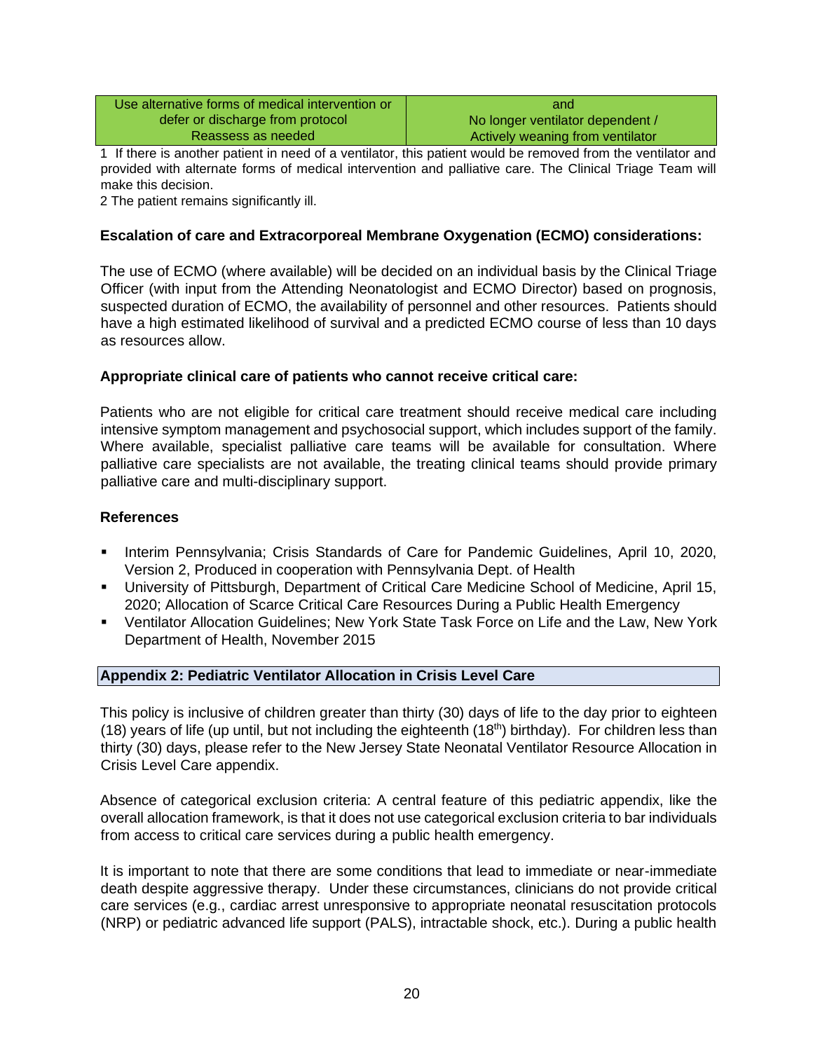| Use alternative forms of medical intervention or defer or discharge from protocol<br>Reassess as needed | and<br>No longer ventilator dependent /<br>Actively weaning from ventilator |
|---|---|

1 If there is another patient in need of a ventilator, this patient would be removed from the ventilator and provided with alternate forms of medical intervention and palliative care. The Clinical Triage Team will make this decision.

2 The patient remains significantly ill.

**Escalation of care and Extracorporeal Membrane Oxygenation (ECMO) considerations:**

The use of ECMO (where available) will be decided on an individual basis by the Clinical Triage Officer (with input from the Attending Neonatologist and ECMO Director) based on prognosis, suspected duration of ECMO, the availability of personnel and other resources. Patients should have a high estimated likelihood of survival and a predicted ECMO course of less than 10 days as resources allow.

**Appropriate clinical care of patients who cannot receive critical care:**

Patients who are not eligible for critical care treatment should receive medical care including intensive symptom management and psychosocial support, which includes support of the family. Where available, specialist palliative care teams will be available for consultation. Where palliative care specialists are not available, the treating clinical teams should provide primary palliative care and multi-disciplinary support.

**References**

- Interim Pennsylvania; Crisis Standards of Care for Pandemic Guidelines, April 10, 2020, Version 2, Produced in cooperation with Pennsylvania Dept. of Health
- University of Pittsburgh, Department of Critical Care Medicine School of Medicine, April 15, 2020; Allocation of Scarce Critical Care Resources During a Public Health Emergency
- Ventilator Allocation Guidelines; New York State Task Force on Life and the Law, New York Department of Health, November 2015

## Appendix 2: Pediatric Ventilator Allocation in Crisis Level Care

This policy is inclusive of children greater than thirty (30) days of life to the day prior to eighteen (18) years of life (up until, but not including the eighteenth (18th) birthday). For children less than thirty (30) days, please refer to the New Jersey State Neonatal Ventilator Resource Allocation in Crisis Level Care appendix.

Absence of categorical exclusion criteria: A central feature of this pediatric appendix, like the overall allocation framework, is that it does not use categorical exclusion criteria to bar individuals from access to critical care services during a public health emergency.

It is important to note that there are some conditions that lead to immediate or near-immediate death despite aggressive therapy. Under these circumstances, clinicians do not provide critical care services (e.g., cardiac arrest unresponsive to appropriate neonatal resuscitation protocols (NRP) or pediatric advanced life support (PALS), intractable shock, etc.). During a public health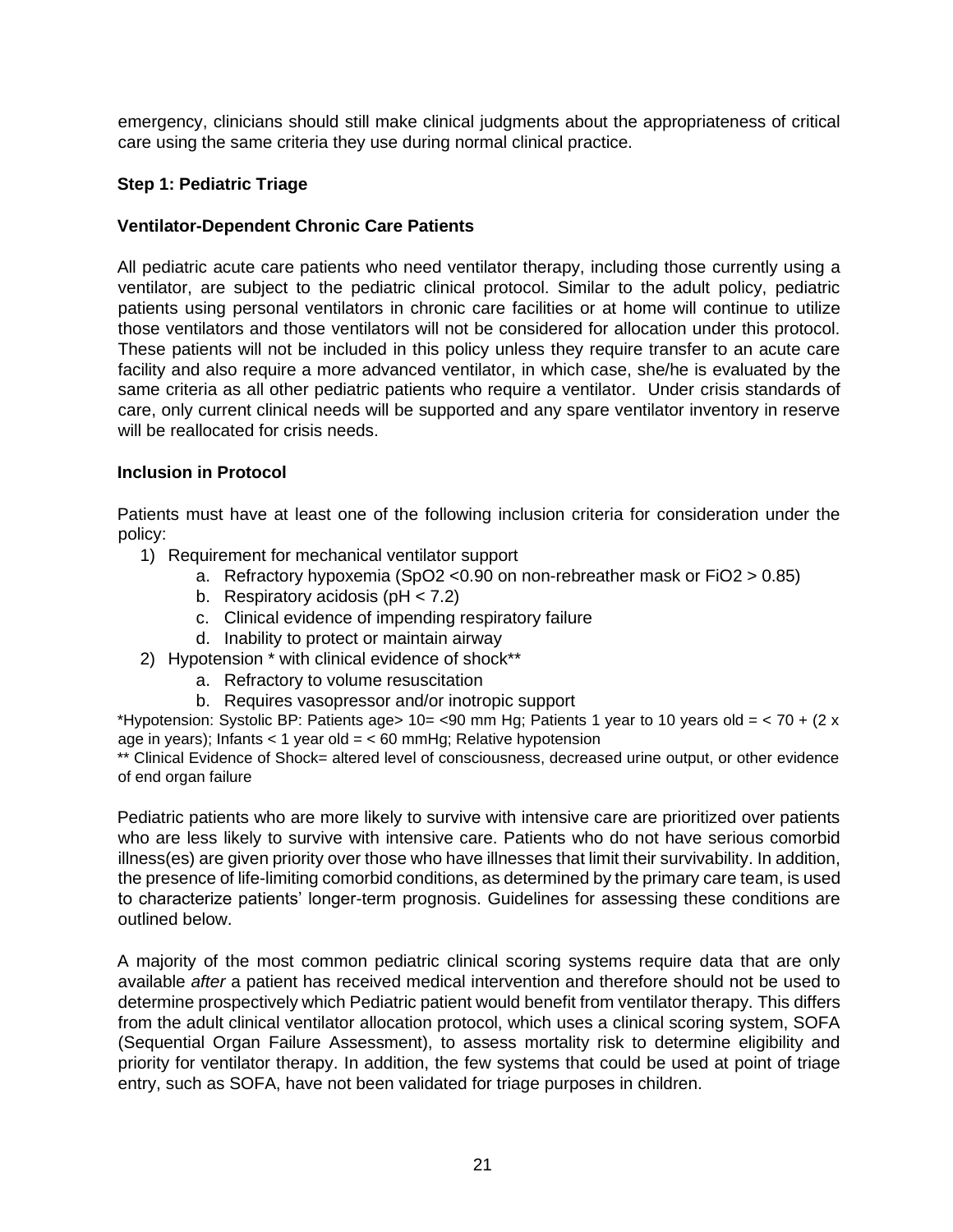emergency, clinicians should still make clinical judgments about the appropriateness of critical care using the same criteria they use during normal clinical practice.

### Step 1: Pediatric Triage

### Ventilator-Dependent Chronic Care Patients

All pediatric acute care patients who need ventilator therapy, including those currently using a ventilator, are subject to the pediatric clinical protocol. Similar to the adult policy, pediatric patients using personal ventilators in chronic care facilities or at home will continue to utilize those ventilators and those ventilators will not be considered for allocation under this protocol. These patients will not be included in this policy unless they require transfer to an acute care facility and also require a more advanced ventilator, in which case, she/he is evaluated by the same criteria as all other pediatric patients who require a ventilator. Under crisis standards of care, only current clinical needs will be supported and any spare ventilator inventory in reserve will be reallocated for crisis needs.

### Inclusion in Protocol

Patients must have at least one of the following inclusion criteria for consideration under the policy:

1) Requirement for mechanical ventilator support
    a. Refractory hypoxemia ($SpO_2$ <0.90 on non-rebreather mask or $FiO_2$ > 0.85)
    b. Respiratory acidosis (pH < 7.2)
    c. Clinical evidence of impending respiratory failure
    d. Inability to protect or maintain airway
2) Hypotension * with clinical evidence of shock**
    a. Refractory to volume resuscitation
    b. Requires vasopressor and/or inotropic support

*Hypotension: Systolic BP: Patients age> 10= <90 mm Hg; Patients 1 year to 10 years old = < 70 + (2 x age in years); Infants < 1 year old = < 60 mmHg; Relative hypotension

** Clinical Evidence of Shock= altered level of consciousness, decreased urine output, or other evidence of end organ failure

Pediatric patients who are more likely to survive with intensive care are prioritized over patients who are less likely to survive with intensive care. Patients who do not have serious comorbid illness(es) are given priority over those who have illnesses that limit their survivability. In addition, the presence of life-limiting comorbid conditions, as determined by the primary care team, is used to characterize patients' longer-term prognosis. Guidelines for assessing these conditions are outlined below.

A majority of the most common pediatric clinical scoring systems require data that are only available *after* a patient has received medical intervention and therefore should not be used to determine prospectively which Pediatric patient would benefit from ventilator therapy. This differs from the adult clinical ventilator allocation protocol, which uses a clinical scoring system, SOFA (Sequential Organ Failure Assessment), to assess mortality risk to determine eligibility and priority for ventilator therapy. In addition, the few systems that could be used at point of triage entry, such as SOFA, have not been validated for triage purposes in children.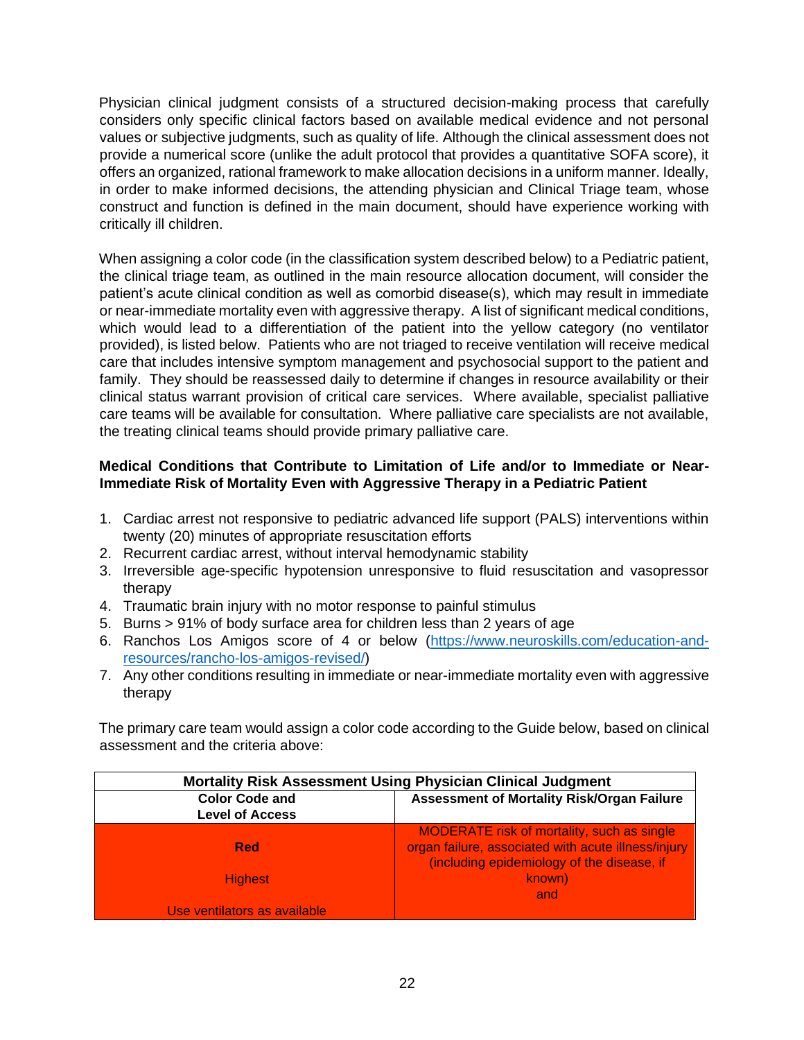Physician clinical judgment consists of a structured decision-making process that carefully considers only specific clinical factors based on available medical evidence and not personal values or subjective judgments, such as quality of life. Although the clinical assessment does not provide a numerical score (unlike the adult protocol that provides a quantitative SOFA score), it offers an organized, rational framework to make allocation decisions in a uniform manner. Ideally, in order to make informed decisions, the attending physician and Clinical Triage team, whose construct and function is defined in the main document, should have experience working with critically ill children.

When assigning a color code (in the classification system described below) to a Pediatric patient, the clinical triage team, as outlined in the main resource allocation document, will consider the patient's acute clinical condition as well as comorbid disease(s), which may result in immediate or near-immediate mortality even with aggressive therapy. A list of significant medical conditions, which would lead to a differentiation of the patient into the yellow category (no ventilator provided), is listed below. Patients who are not triaged to receive ventilation will receive medical care that includes intensive symptom management and psychosocial support to the patient and family. They should be reassessed daily to determine if changes in resource availability or their clinical status warrant provision of critical care services. Where available, specialist palliative care teams will be available for consultation. Where palliative care specialists are not available, the treating clinical teams should provide primary palliative care.

**Medical Conditions that Contribute to Limitation of Life and/or to Immediate or Near-Immediate Risk of Mortality Even with Aggressive Therapy in a Pediatric Patient**

1. Cardiac arrest not responsive to pediatric advanced life support (PALS) interventions within twenty (20) minutes of appropriate resuscitation efforts
2. Recurrent cardiac arrest, without interval hemodynamic stability
3. Irreversible age-specific hypotension unresponsive to fluid resuscitation and vasopressor therapy
4. Traumatic brain injury with no motor response to painful stimulus
5. Burns > 91% of body surface area for children less than 2 years of age
6. Ranchos Los Amigos score of 4 or below ([https://www.neuroskills.com/education-and-resources/rancho-los-amigos-revised/](https://www.neuroskills.com/education-and-resources/rancho-los-amigos-revised/))
7. Any other conditions resulting in immediate or near-immediate mortality even with aggressive therapy

The primary care team would assign a color code according to the Guide below, based on clinical assessment and the criteria above:

| Mortality Risk Assessment Using Physician Clinical Judgment | |
|---|---|
| **Color Code and Level of Access** | **Assessment of Mortality Risk/Organ Failure** |
| **Red**<br><br>Highest<br><br>Use ventilators as available | MODERATE risk of mortality, such as single organ failure, associated with acute illness/injury (including epidemiology of the disease, if known)<br>and |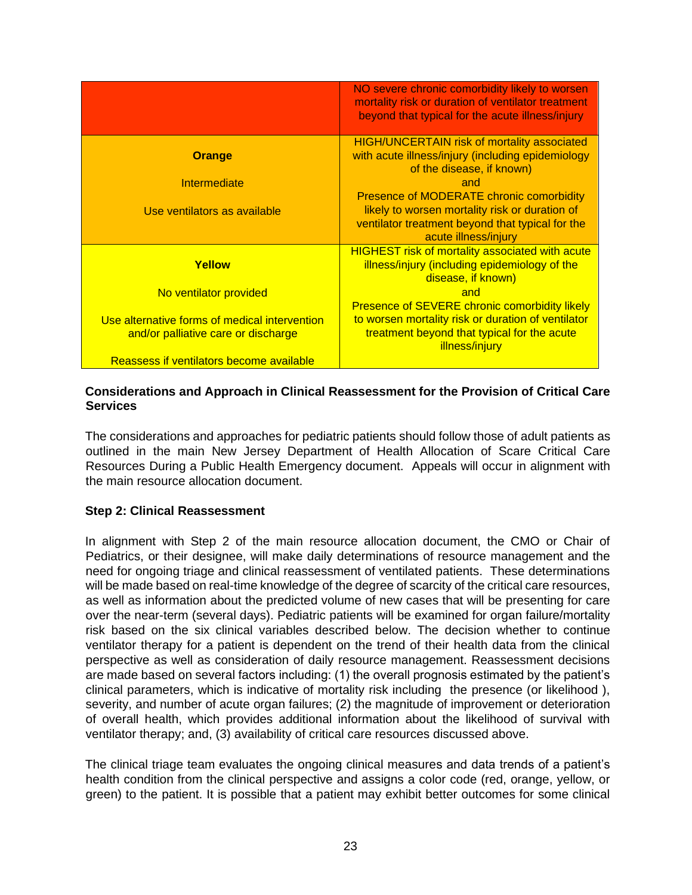| | |
|---|---|
| | NO severe chronic comorbidity likely to worsen mortality risk or duration of ventilator treatment beyond that typical for the acute illness/injury |
| **Orange**<br><br>Intermediate<br><br>Use ventilators as available | HIGH/UNCERTAIN risk of mortality associated with acute illness/injury (including epidemiology of the disease, if known)<br>and<br>Presence of MODERATE chronic comorbidity likely to worsen mortality risk or duration of ventilator treatment beyond that typical for the acute illness/injury |
| **Yellow**<br><br>No ventilator provided<br><br>Use alternative forms of medical intervention and/or palliative care or discharge<br><br>Reassess if ventilators become available | HIGHEST risk of mortality associated with acute illness/injury (including epidemiology of the disease, if known)<br>and<br>Presence of SEVERE chronic comorbidity likely to worsen mortality risk or duration of ventilator treatment beyond that typical for the acute illness/injury |

**Considerations and Approach in Clinical Reassessment for the Provision of Critical Care Services**

The considerations and approaches for pediatric patients should follow those of adult patients as outlined in the main New Jersey Department of Health Allocation of Scare Critical Care Resources During a Public Health Emergency document. Appeals will occur in alignment with the main resource allocation document.

**Step 2: Clinical Reassessment**

In alignment with Step 2 of the main resource allocation document, the CMO or Chair of Pediatrics, or their designee, will make daily determinations of resource management and the need for ongoing triage and clinical reassessment of ventilated patients. These determinations will be made based on real-time knowledge of the degree of scarcity of the critical care resources, as well as information about the predicted volume of new cases that will be presenting for care over the near-term (several days). Pediatric patients will be examined for organ failure/mortality risk based on the six clinical variables described below. The decision whether to continue ventilator therapy for a patient is dependent on the trend of their health data from the clinical perspective as well as consideration of daily resource management. Reassessment decisions are made based on several factors including: (1) the overall prognosis estimated by the patient's clinical parameters, which is indicative of mortality risk including the presence (or likelihood ), severity, and number of acute organ failures; (2) the magnitude of improvement or deterioration of overall health, which provides additional information about the likelihood of survival with ventilator therapy; and, (3) availability of critical care resources discussed above.

The clinical triage team evaluates the ongoing clinical measures and data trends of a patient's health condition from the clinical perspective and assigns a color code (red, orange, yellow, or green) to the patient. It is possible that a patient may exhibit better outcomes for some clinical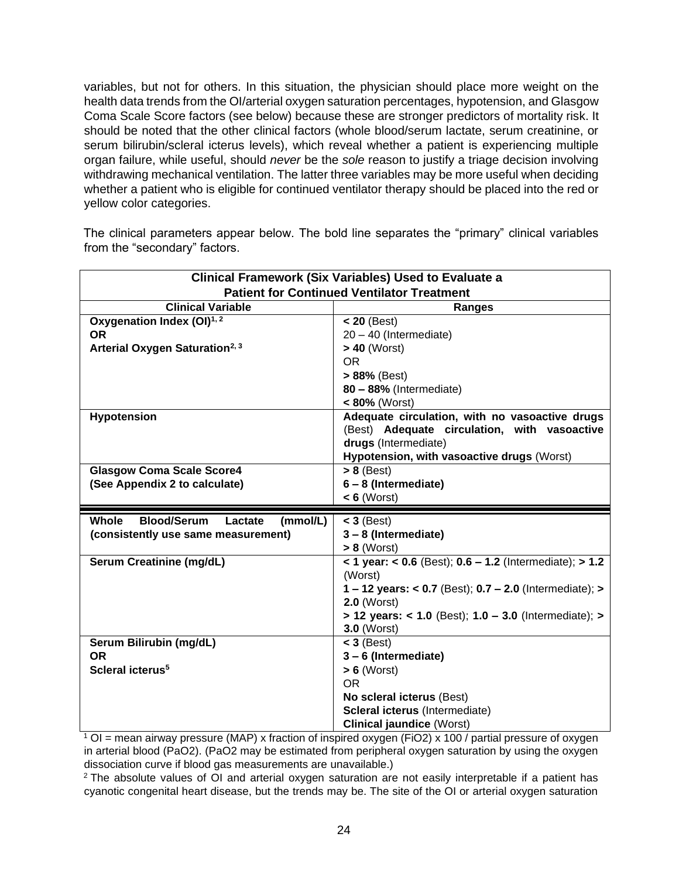variables, but not for others. In this situation, the physician should place more weight on the health data trends from the OI/arterial oxygen saturation percentages, hypotension, and Glasgow Coma Scale Score factors (see below) because these are stronger predictors of mortality risk. It should be noted that the other clinical factors (whole blood/serum lactate, serum creatinine, or serum bilirubin/scleral icterus levels), which reveal whether a patient is experiencing multiple organ failure, while useful, should *never* be the *sole* reason to justify a triage decision involving withdrawing mechanical ventilation. The latter three variables may be more useful when deciding whether a patient who is eligible for continued ventilator therapy should be placed into the red or yellow color categories.

The clinical parameters appear below. The bold line separates the "primary" clinical variables from the "secondary" factors.

| **Clinical Framework (Six Variables) Used to Evaluate a Patient for Continued Ventilator Treatment** | |
|---|---|
| **Clinical Variable** | **Ranges** |
| **Oxygenation Index (OI)[1, 2]**<br>**OR**<br>**Arterial Oxygen Saturation[2, 3]** | **< 20** (Best)<br>20 – 40 (Intermediate)<br>**> 40** (Worst)<br>OR<br>**> 88%** (Best)<br>**80 – 88%** (Intermediate)<br>**< 80%** (Worst) |
| **Hypotension** | **Adequate circulation, with no vasoactive drugs** (Best) **Adequate circulation, with vasoactive drugs** (Intermediate)<br>**Hypotension, with vasoactive drugs** (Worst) |
| **Glasgow Coma Scale Score4**<br>**(See Appendix 2 to calculate)** | **> 8** (Best)<br>**6 – 8 (Intermediate)**<br>**< 6** (Worst) |
| **Whole Blood/Serum Lactate (mmol/L)**<br>**(consistently use same measurement)** | **< 3** (Best)<br>**3 – 8 (Intermediate)**<br>**> 8** (Worst) |
| **Serum Creatinine (mg/dL)** | **< 1 year: < 0.6** (Best); **0.6 – 1.2** (Intermediate); **> 1.2** (Worst)<br>**1 – 12 years: < 0.7** (Best); **0.7 – 2.0** (Intermediate); **> 2.0** (Worst)<br>**> 12 years: < 1.0** (Best); **1.0 – 3.0** (Intermediate); **> 3.0** (Worst) |
| **Serum Bilirubin (mg/dL)**<br>**OR**<br>**Scleral icterus[5]** | **< 3** (Best)<br>**3 – 6 (Intermediate)**<br>**> 6** (Worst)<br>OR<br>**No scleral icterus** (Best)<br>**Scleral icterus** (Intermediate)<br>**Clinical jaundice** (Worst) |

[1] OI = mean airway pressure (MAP) x fraction of inspired oxygen (FiO2) x 100 / partial pressure of oxygen in arterial blood (PaO2). (PaO2 may be estimated from peripheral oxygen saturation by using the oxygen dissociation curve if blood gas measurements are unavailable.)

[2] The absolute values of OI and arterial oxygen saturation are not easily interpretable if a patient has cyanotic congenital heart disease, but the trends may be. The site of the OI or arterial oxygen saturation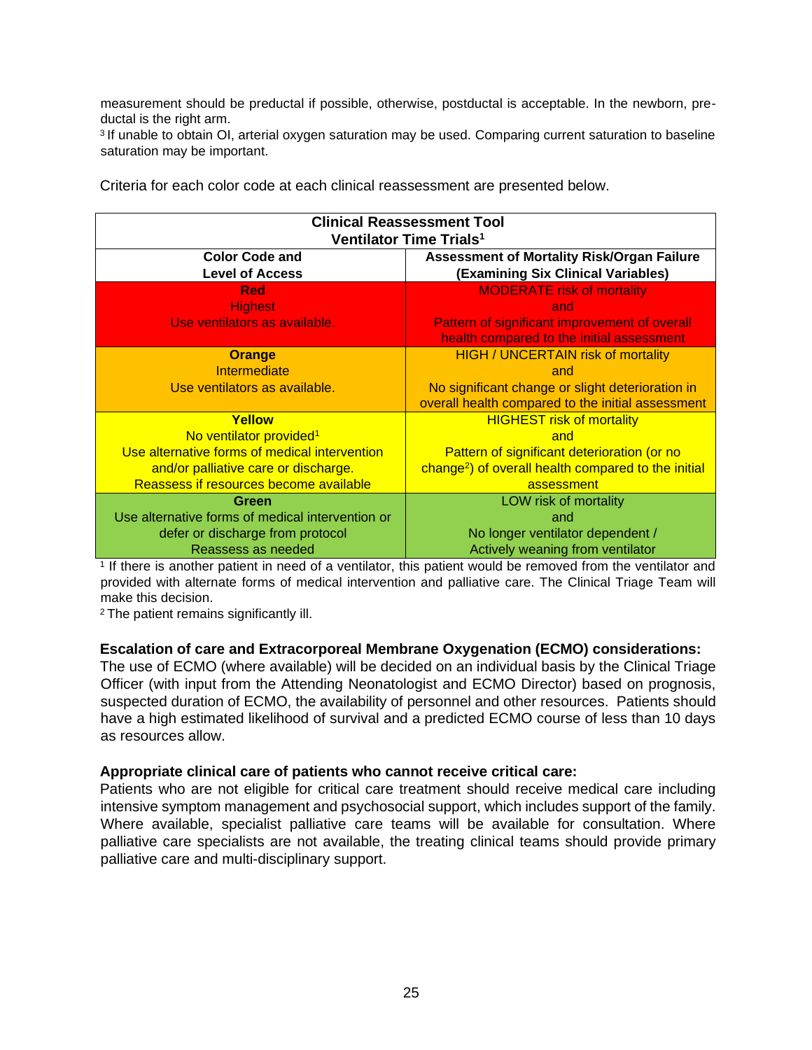measurement should be preductal if possible, otherwise, postductal is acceptable. In the newborn, preductal is the right arm.

[3] If unable to obtain OI, arterial oxygen saturation may be used. Comparing current saturation to baseline saturation may be important.

Criteria for each color code at each clinical reassessment are presented below.

| **Clinical Reassessment Tool Ventilator Time Trials[1]** | |
|---|---|
| **Color Code and Level of Access** | **Assessment of Mortality Risk/Organ Failure (Examining Six Clinical Variables)** |
| **Red**<br>Highest<br>Use ventilators as available. | MODERATE risk of mortality<br>and<br>Pattern of significant improvement of overall health compared to the initial assessment |
| **Orange**<br>Intermediate<br>Use ventilators as available. | HIGH / UNCERTAIN risk of mortality<br>and<br>No significant change or slight deterioration in overall health compared to the initial assessment |
| **Yellow**<br>No ventilator provided[1]<br>Use alternative forms of medical intervention and/or palliative care or discharge.<br>Reassess if resources become available | HIGHEST risk of mortality<br>and<br>Pattern of significant deterioration (or no change[2]) of overall health compared to the initial assessment |
| **Green**<br>Use alternative forms of medical intervention or defer or discharge from protocol<br>Reassess as needed | LOW risk of mortality<br>and<br>No longer ventilator dependent / Actively weaning from ventilator |

[1] If there is another patient in need of a ventilator, this patient would be removed from the ventilator and provided with alternate forms of medical intervention and palliative care. The Clinical Triage Team will make this decision.

[2] The patient remains significantly ill.

**Escalation of care and Extracorporeal Membrane Oxygenation (ECMO) considerations:**

The use of ECMO (where available) will be decided on an individual basis by the Clinical Triage Officer (with input from the Attending Neonatologist and ECMO Director) based on prognosis, suspected duration of ECMO, the availability of personnel and other resources. Patients should have a high estimated likelihood of survival and a predicted ECMO course of less than 10 days as resources allow.

**Appropriate clinical care of patients who cannot receive critical care:**

Patients who are not eligible for critical care treatment should receive medical care including intensive symptom management and psychosocial support, which includes support of the family. Where available, specialist palliative care teams will be available for consultation. Where palliative care specialists are not available, the treating clinical teams should provide primary palliative care and multi-disciplinary support.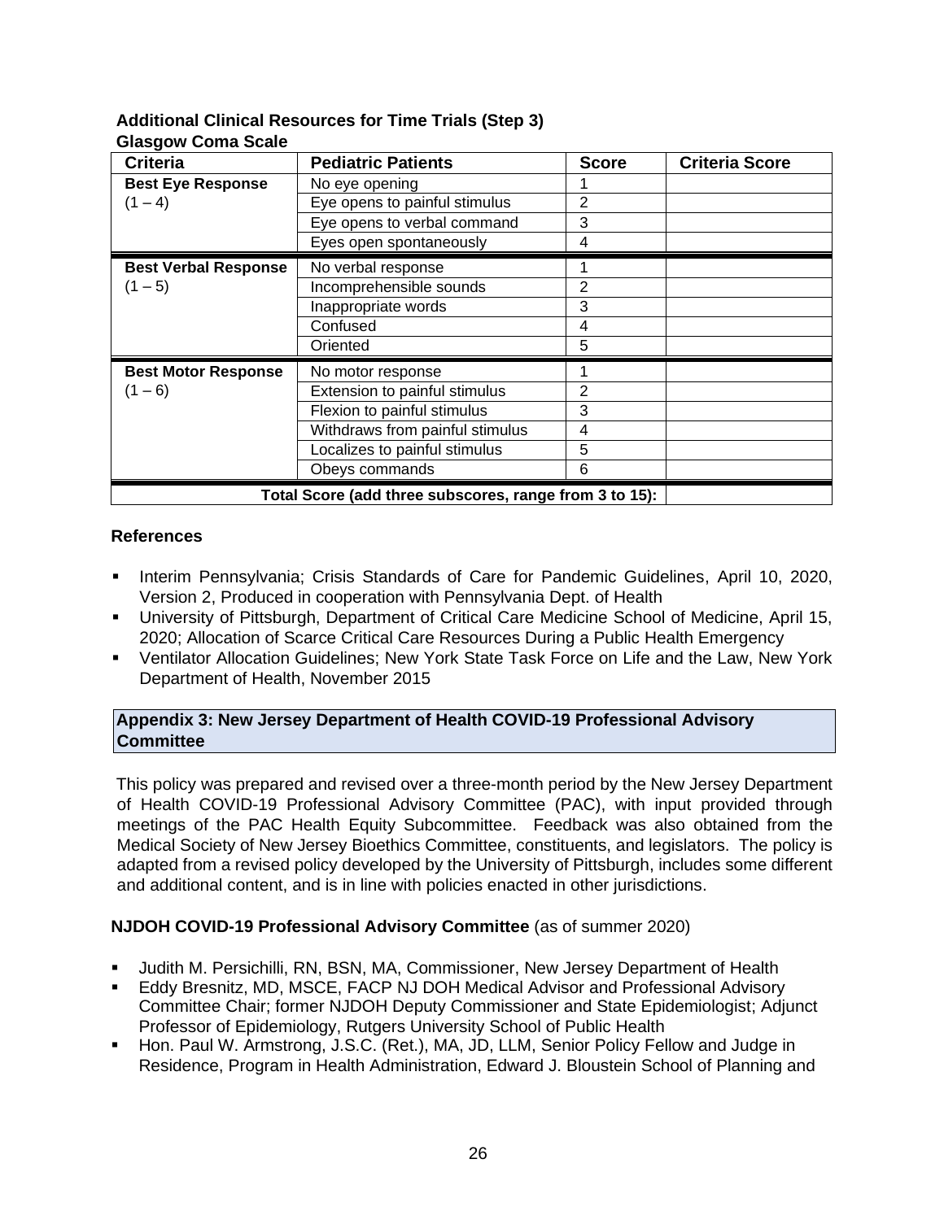**Additional Clinical Resources for Time Trials (Step 3)**

**Glasgow Coma Scale**

| Criteria | Pediatric Patients | Score | Criteria Score |
|---|---|---|---|
| **Best Eye Response** (1 – 4) | No eye opening | 1 | |
| | Eye opens to painful stimulus | 2 | |
| | Eye opens to verbal command | 3 | |
| | Eyes open spontaneously | 4 | |
| **Best Verbal Response** (1 – 5) | No verbal response | 1 | |
| | Incomprehensible sounds | 2 | |
| | Inappropriate words | 3 | |
| | Confused | 4 | |
| | Oriented | 5 | |
| **Best Motor Response** (1 – 6) | No motor response | 1 | |
| | Extension to painful stimulus | 2 | |
| | Flexion to painful stimulus | 3 | |
| | Withdraws from painful stimulus | 4 | |
| | Localizes to painful stimulus | 5 | |
| | Obeys commands | 6 | |
| **Total Score (add three subscores, range from 3 to 15):** | | | |

### References

- Interim Pennsylvania; Crisis Standards of Care for Pandemic Guidelines, April 10, 2020, Version 2, Produced in cooperation with Pennsylvania Dept. of Health
- University of Pittsburgh, Department of Critical Care Medicine School of Medicine, April 15, 2020; Allocation of Scarce Critical Care Resources During a Public Health Emergency
- Ventilator Allocation Guidelines; New York State Task Force on Life and the Law, New York Department of Health, November 2015

## Appendix 3: New Jersey Department of Health COVID-19 Professional Advisory Committee

This policy was prepared and revised over a three-month period by the New Jersey Department of Health COVID-19 Professional Advisory Committee (PAC), with input provided through meetings of the PAC Health Equity Subcommittee. Feedback was also obtained from the Medical Society of New Jersey Bioethics Committee, constituents, and legislators. The policy is adapted from a revised policy developed by the University of Pittsburgh, includes some different and additional content, and is in line with policies enacted in other jurisdictions.

**NJDOH COVID-19 Professional Advisory Committee** (as of summer 2020)

- Judith M. Persichilli, RN, BSN, MA, Commissioner, New Jersey Department of Health
- Eddy Bresnitz, MD, MSCE, FACP NJ DOH Medical Advisor and Professional Advisory Committee Chair; former NJDOH Deputy Commissioner and State Epidemiologist; Adjunct Professor of Epidemiology, Rutgers University School of Public Health
- Hon. Paul W. Armstrong, J.S.C. (Ret.), MA, JD, LLM, Senior Policy Fellow and Judge in Residence, Program in Health Administration, Edward J. Bloustein School of Planning and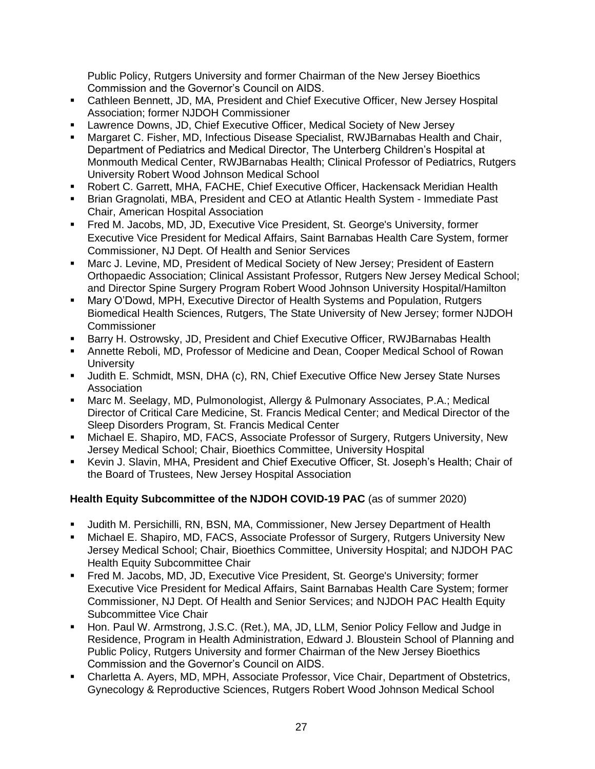Public Policy, Rutgers University and former Chairman of the New Jersey Bioethics Commission and the Governor's Council on AIDS.

- Cathleen Bennett, JD, MA, President and Chief Executive Officer, New Jersey Hospital Association; former NJDOH Commissioner
- Lawrence Downs, JD, Chief Executive Officer, Medical Society of New Jersey
- Margaret C. Fisher, MD, Infectious Disease Specialist, RWJBarnabas Health and Chair, Department of Pediatrics and Medical Director, The Unterberg Children's Hospital at Monmouth Medical Center, RWJBarnabas Health; Clinical Professor of Pediatrics, Rutgers University Robert Wood Johnson Medical School
- Robert C. Garrett, MHA, FACHE, Chief Executive Officer, Hackensack Meridian Health
- Brian Gragnolati, MBA, President and CEO at Atlantic Health System - Immediate Past Chair, American Hospital Association
- Fred M. Jacobs, MD, JD, Executive Vice President, St. George's University, former Executive Vice President for Medical Affairs, Saint Barnabas Health Care System, former Commissioner, NJ Dept. Of Health and Senior Services
- Marc J. Levine, MD, President of Medical Society of New Jersey; President of Eastern Orthopaedic Association; Clinical Assistant Professor, Rutgers New Jersey Medical School; and Director Spine Surgery Program Robert Wood Johnson University Hospital/Hamilton
- Mary O'Dowd, MPH, Executive Director of Health Systems and Population, Rutgers Biomedical Health Sciences, Rutgers, The State University of New Jersey; former NJDOH Commissioner
- Barry H. Ostrowsky, JD, President and Chief Executive Officer, RWJBarnabas Health
- Annette Reboli, MD, Professor of Medicine and Dean, Cooper Medical School of Rowan University
- Judith E. Schmidt, MSN, DHA (c), RN, Chief Executive Office New Jersey State Nurses Association
- Marc M. Seelagy, MD, Pulmonologist, Allergy & Pulmonary Associates, P.A.; Medical Director of Critical Care Medicine, St. Francis Medical Center; and Medical Director of the Sleep Disorders Program, St. Francis Medical Center
- Michael E. Shapiro, MD, FACS, Associate Professor of Surgery, Rutgers University, New Jersey Medical School; Chair, Bioethics Committee, University Hospital
- Kevin J. Slavin, MHA, President and Chief Executive Officer, St. Joseph's Health; Chair of the Board of Trustees, New Jersey Hospital Association

**Health Equity Subcommittee of the NJDOH COVID-19 PAC** (as of summer 2020)

- Judith M. Persichilli, RN, BSN, MA, Commissioner, New Jersey Department of Health
- Michael E. Shapiro, MD, FACS, Associate Professor of Surgery, Rutgers University New Jersey Medical School; Chair, Bioethics Committee, University Hospital; and NJDOH PAC Health Equity Subcommittee Chair
- Fred M. Jacobs, MD, JD, Executive Vice President, St. George's University; former Executive Vice President for Medical Affairs, Saint Barnabas Health Care System; former Commissioner, NJ Dept. Of Health and Senior Services; and NJDOH PAC Health Equity Subcommittee Vice Chair
- Hon. Paul W. Armstrong, J.S.C. (Ret.), MA, JD, LLM, Senior Policy Fellow and Judge in Residence, Program in Health Administration, Edward J. Bloustein School of Planning and Public Policy, Rutgers University and former Chairman of the New Jersey Bioethics Commission and the Governor's Council on AIDS.
- Charletta A. Ayers, MD, MPH, Associate Professor, Vice Chair, Department of Obstetrics, Gynecology & Reproductive Sciences, Rutgers Robert Wood Johnson Medical School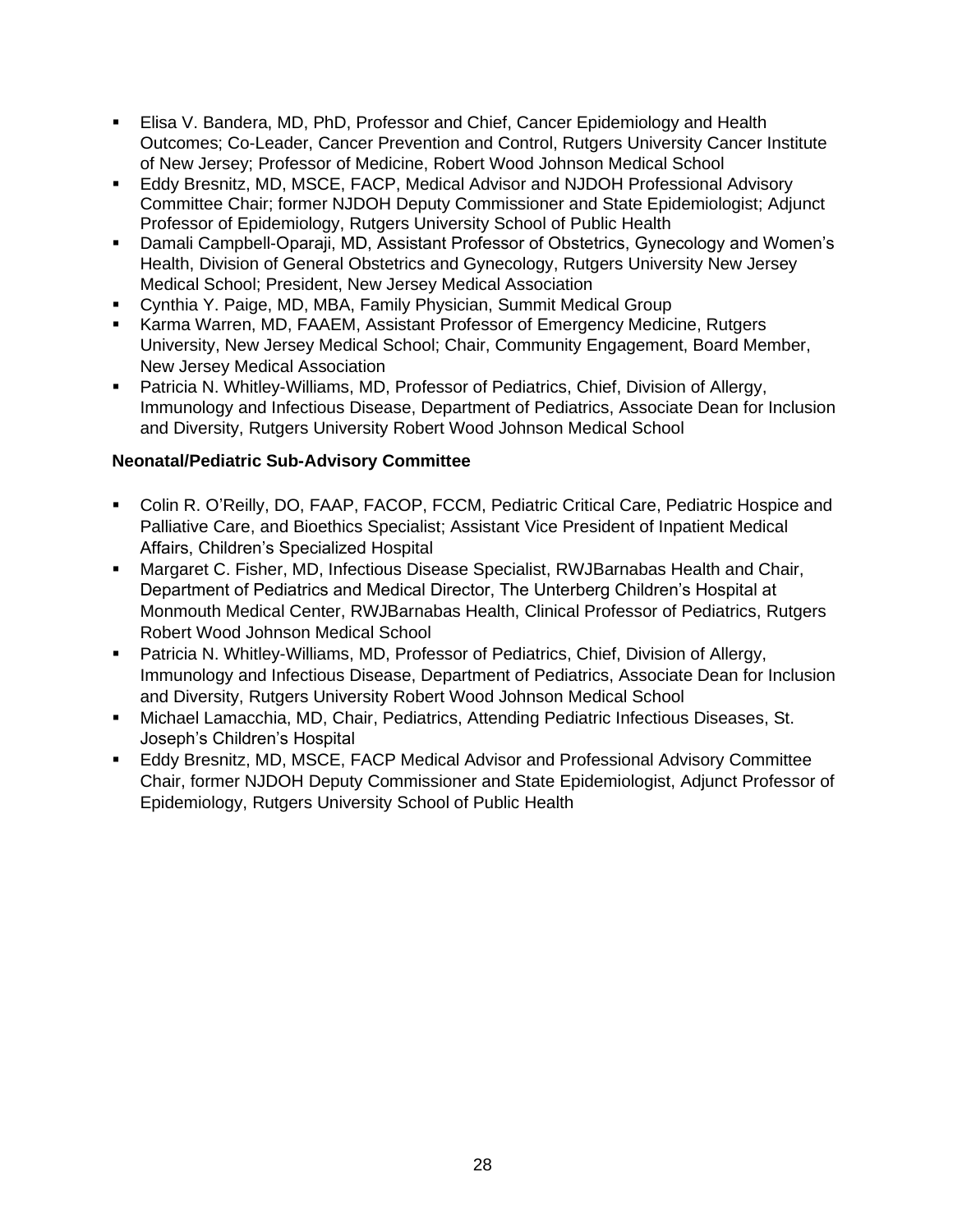- Elisa V. Bandera, MD, PhD, Professor and Chief, Cancer Epidemiology and Health Outcomes; Co-Leader, Cancer Prevention and Control, Rutgers University Cancer Institute of New Jersey; Professor of Medicine, Robert Wood Johnson Medical School
- Eddy Bresnitz, MD, MSCE, FACP, Medical Advisor and NJDOH Professional Advisory Committee Chair; former NJDOH Deputy Commissioner and State Epidemiologist; Adjunct Professor of Epidemiology, Rutgers University School of Public Health
- Damali Campbell-Oparaji, MD, Assistant Professor of Obstetrics, Gynecology and Women's Health, Division of General Obstetrics and Gynecology, Rutgers University New Jersey Medical School; President, New Jersey Medical Association
- Cynthia Y. Paige, MD, MBA, Family Physician, Summit Medical Group
- Karma Warren, MD, FAAEM, Assistant Professor of Emergency Medicine, Rutgers University, New Jersey Medical School; Chair, Community Engagement, Board Member, New Jersey Medical Association
- Patricia N. Whitley-Williams, MD, Professor of Pediatrics, Chief, Division of Allergy, Immunology and Infectious Disease, Department of Pediatrics, Associate Dean for Inclusion and Diversity, Rutgers University Robert Wood Johnson Medical School

**Neonatal/Pediatric Sub-Advisory Committee**

- Colin R. O'Reilly, DO, FAAP, FACOP, FCCM, Pediatric Critical Care, Pediatric Hospice and Palliative Care, and Bioethics Specialist; Assistant Vice President of Inpatient Medical Affairs, Children's Specialized Hospital
- Margaret C. Fisher, MD, Infectious Disease Specialist, RWJBarnabas Health and Chair, Department of Pediatrics and Medical Director, The Unterberg Children's Hospital at Monmouth Medical Center, RWJBarnabas Health, Clinical Professor of Pediatrics, Rutgers Robert Wood Johnson Medical School
- Patricia N. Whitley-Williams, MD, Professor of Pediatrics, Chief, Division of Allergy, Immunology and Infectious Disease, Department of Pediatrics, Associate Dean for Inclusion and Diversity, Rutgers University Robert Wood Johnson Medical School
- Michael Lamacchia, MD, Chair, Pediatrics, Attending Pediatric Infectious Diseases, St. Joseph's Children's Hospital
- Eddy Bresnitz, MD, MSCE, FACP Medical Advisor and Professional Advisory Committee Chair, former NJDOH Deputy Commissioner and State Epidemiologist, Adjunct Professor of Epidemiology, Rutgers University School of Public Health